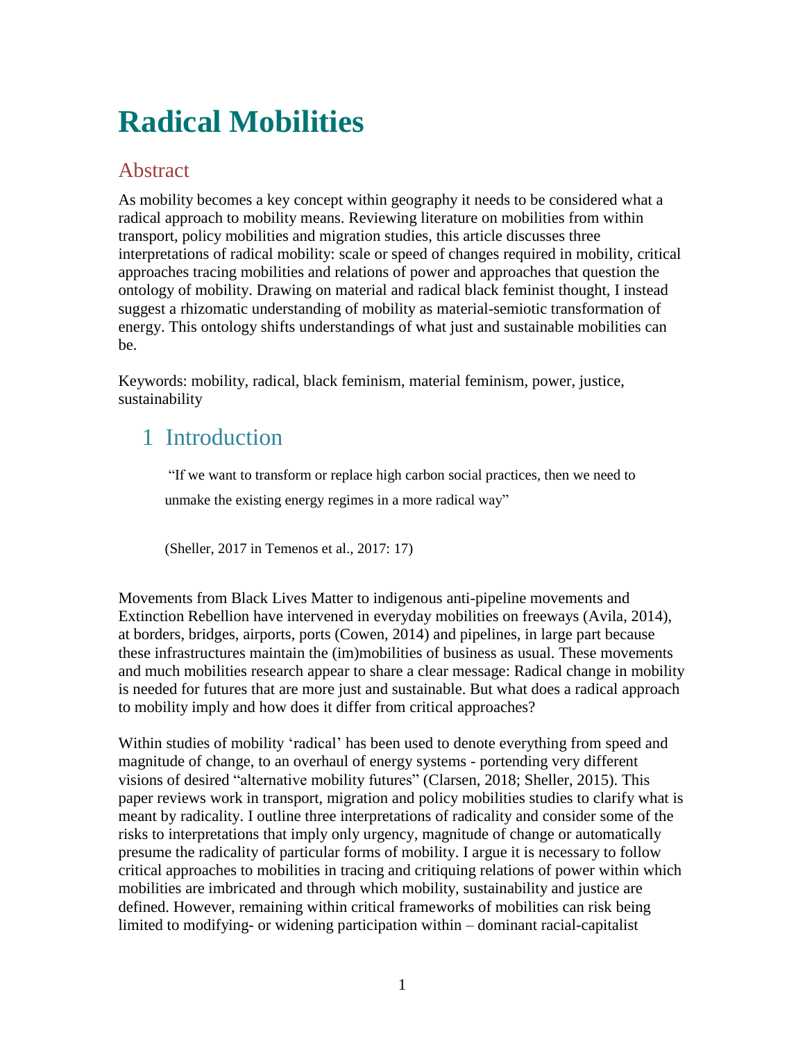# Radical Mobilities

## Abstract

As mobility becomes a key concept within geography it needs to be considered what a radical approach to mobility means. Reviewing literature on mobilities from within transport, policy mobilities and migration studies, this article discusses three interpretations of radical mobility: scale or speed of changes required in mobility, critical approaches tracing mobilities and relations of power and approaches that question the ontology of mobility. Drawing on material and radical black feminist thought, I instead suggest a rhizomatic understanding of mobility as material-semiotic transformation of energy. This ontology shifts understandings of what just and sustainable mobilities can be.

Keywords: mobility, radical, black feminism, material feminism, power, justice, sustainability

## 1 Introduction

> "If we want to transform or replace high carbon social practices, then we need to unmake the existing energy regimes in a more radical way"
>
> (Sheller, 2017 in Temenos et al., 2017: 17)

Movements from Black Lives Matter to indigenous anti-pipeline movements and Extinction Rebellion have intervened in everyday mobilities on freeways (Avila, 2014), at borders, bridges, airports, ports (Cowen, 2014) and pipelines, in large part because these infrastructures maintain the (im)mobilities of business as usual. These movements and much mobilities research appear to share a clear message: Radical change in mobility is needed for futures that are more just and sustainable. But what does a radical approach to mobility imply and how does it differ from critical approaches?

Within studies of mobility 'radical' has been used to denote everything from speed and magnitude of change, to an overhaul of energy systems - portending very different visions of desired "alternative mobility futures" (Clarsen, 2018; Sheller, 2015). This paper reviews work in transport, migration and policy mobilities studies to clarify what is meant by radicality. I outline three interpretations of radicality and consider some of the risks to interpretations that imply only urgency, magnitude of change or automatically presume the radicality of particular forms of mobility. I argue it is necessary to follow critical approaches to mobilities in tracing and critiquing relations of power within which mobilities are imbricated and through which mobility, sustainability and justice are defined. However, remaining within critical frameworks of mobilities can risk being limited to modifying- or widening participation within – dominant racial-capitalist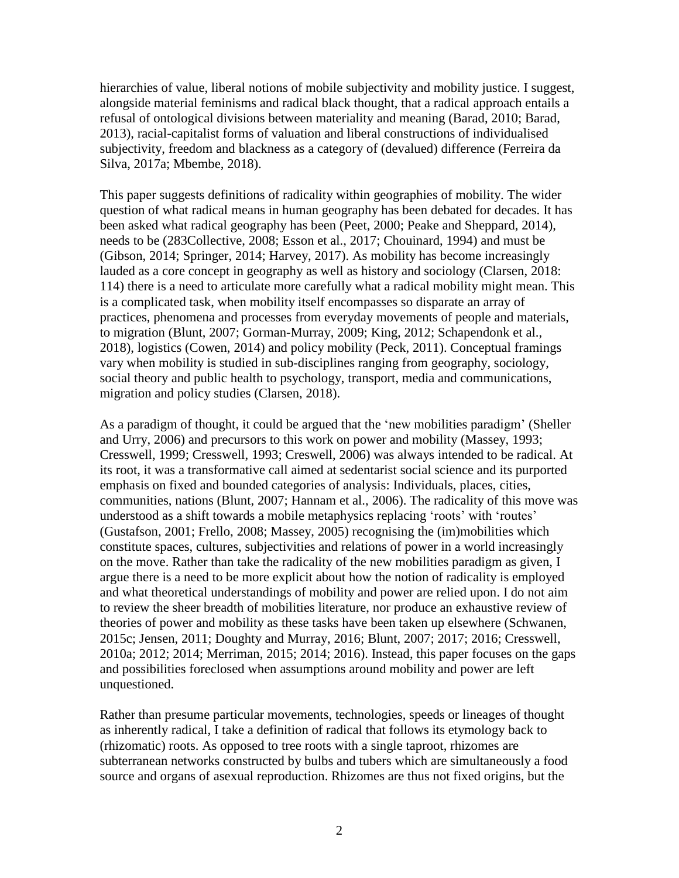hierarchies of value, liberal notions of mobile subjectivity and mobility justice. I suggest, alongside material feminisms and radical black thought, that a radical approach entails a refusal of ontological divisions between materiality and meaning (Barad, 2010; Barad, 2013), racial-capitalist forms of valuation and liberal constructions of individualised subjectivity, freedom and blackness as a category of (devalued) difference (Ferreira da Silva, 2017a; Mbembe, 2018).

This paper suggests definitions of radicality within geographies of mobility. The wider question of what radical means in human geography has been debated for decades. It has been asked what radical geography has been (Peet, 2000; Peake and Sheppard, 2014), needs to be (283Collective, 2008; Esson et al., 2017; Chouinard, 1994) and must be (Gibson, 2014; Springer, 2014; Harvey, 2017). As mobility has become increasingly lauded as a core concept in geography as well as history and sociology (Clarsen, 2018: 114) there is a need to articulate more carefully what a radical mobility might mean. This is a complicated task, when mobility itself encompasses so disparate an array of practices, phenomena and processes from everyday movements of people and materials, to migration (Blunt, 2007; Gorman-Murray, 2009; King, 2012; Schapendonk et al., 2018), logistics (Cowen, 2014) and policy mobility (Peck, 2011). Conceptual framings vary when mobility is studied in sub-disciplines ranging from geography, sociology, social theory and public health to psychology, transport, media and communications, migration and policy studies (Clarsen, 2018).

As a paradigm of thought, it could be argued that the 'new mobilities paradigm' (Sheller and Urry, 2006) and precursors to this work on power and mobility (Massey, 1993; Cresswell, 1999; Cresswell, 1993; Creswell, 2006) was always intended to be radical. At its root, it was a transformative call aimed at sedentarist social science and its purported emphasis on fixed and bounded categories of analysis: Individuals, places, cities, communities, nations (Blunt, 2007; Hannam et al., 2006). The radicality of this move was understood as a shift towards a mobile metaphysics replacing 'roots' with 'routes' (Gustafson, 2001; Frello, 2008; Massey, 2005) recognising the (im)mobilities which constitute spaces, cultures, subjectivities and relations of power in a world increasingly on the move. Rather than take the radicality of the new mobilities paradigm as given, I argue there is a need to be more explicit about how the notion of radicality is employed and what theoretical understandings of mobility and power are relied upon. I do not aim to review the sheer breadth of mobilities literature, nor produce an exhaustive review of theories of power and mobility as these tasks have been taken up elsewhere (Schwanen, 2015c; Jensen, 2011; Doughty and Murray, 2016; Blunt, 2007; 2017; 2016; Cresswell, 2010a; 2012; 2014; Merriman, 2015; 2014; 2016). Instead, this paper focuses on the gaps and possibilities foreclosed when assumptions around mobility and power are left unquestioned.

Rather than presume particular movements, technologies, speeds or lineages of thought as inherently radical, I take a definition of radical that follows its etymology back to (rhizomatic) roots. As opposed to tree roots with a single taproot, rhizomes are subterranean networks constructed by bulbs and tubers which are simultaneously a food source and organs of asexual reproduction. Rhizomes are thus not fixed origins, but the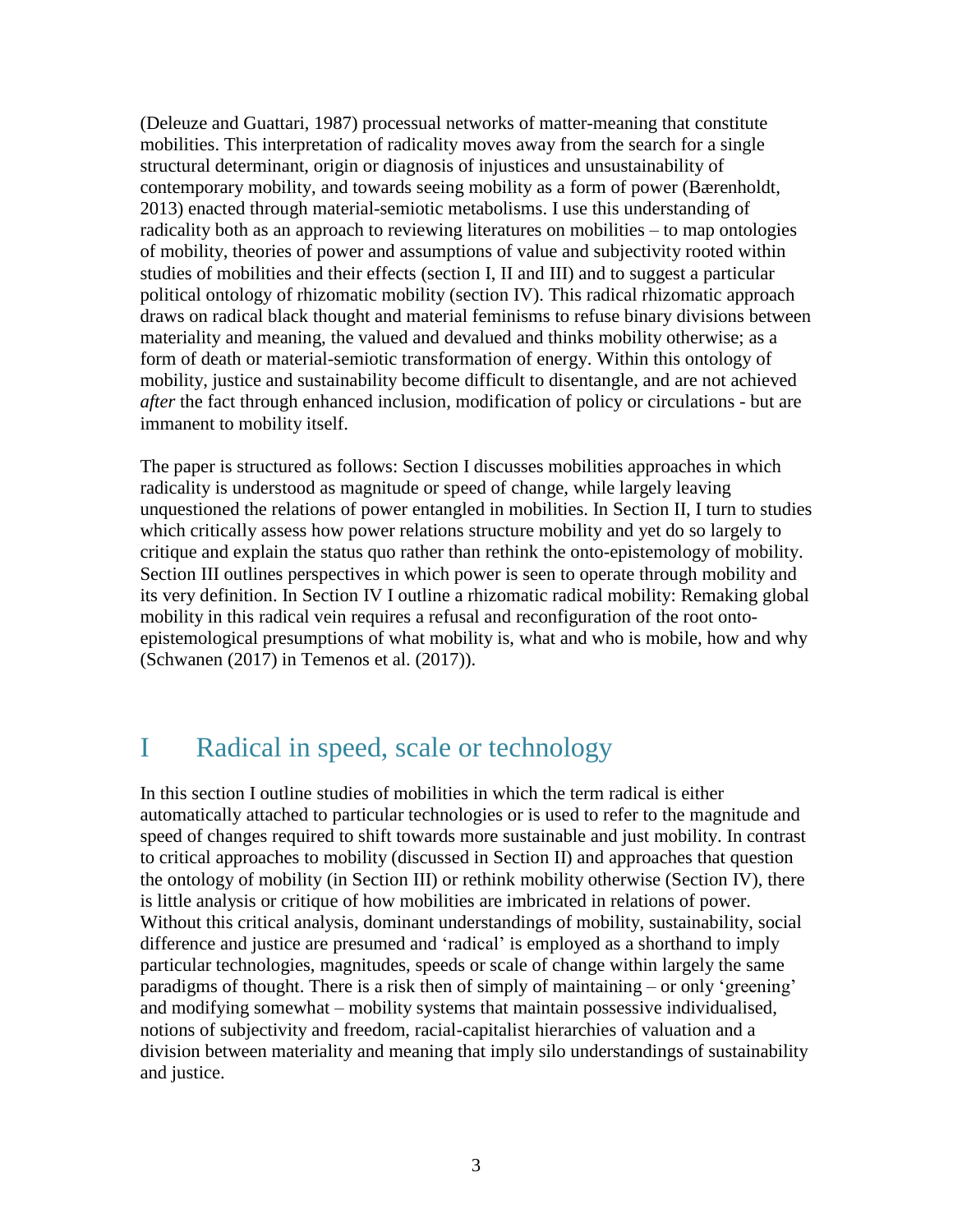(Deleuze and Guattari, 1987) processual networks of matter-meaning that constitute mobilities. This interpretation of radicality moves away from the search for a single structural determinant, origin or diagnosis of injustices and unsustainability of contemporary mobility, and towards seeing mobility as a form of power (Bærenholdt, 2013) enacted through material-semiotic metabolisms. I use this understanding of radicality both as an approach to reviewing literatures on mobilities – to map ontologies of mobility, theories of power and assumptions of value and subjectivity rooted within studies of mobilities and their effects (section I, II and III) and to suggest a particular political ontology of rhizomatic mobility (section IV). This radical rhizomatic approach draws on radical black thought and material feminisms to refuse binary divisions between materiality and meaning, the valued and devalued and thinks mobility otherwise; as a form of death or material-semiotic transformation of energy. Within this ontology of mobility, justice and sustainability become difficult to disentangle, and are not achieved *after* the fact through enhanced inclusion, modification of policy or circulations - but are immanent to mobility itself.

The paper is structured as follows: Section I discusses mobilities approaches in which radicality is understood as magnitude or speed of change, while largely leaving unquestioned the relations of power entangled in mobilities. In Section II, I turn to studies which critically assess how power relations structure mobility and yet do so largely to critique and explain the status quo rather than rethink the onto-epistemology of mobility. Section III outlines perspectives in which power is seen to operate through mobility and its very definition. In Section IV I outline a rhizomatic radical mobility: Remaking global mobility in this radical vein requires a refusal and reconfiguration of the root onto-epistemological presumptions of what mobility is, what and who is mobile, how and why (Schwanen (2017) in Temenos et al. (2017)).

# I Radical in speed, scale or technology

In this section I outline studies of mobilities in which the term radical is either automatically attached to particular technologies or is used to refer to the magnitude and speed of changes required to shift towards more sustainable and just mobility. In contrast to critical approaches to mobility (discussed in Section II) and approaches that question the ontology of mobility (in Section III) or rethink mobility otherwise (Section IV), there is little analysis or critique of how mobilities are imbricated in relations of power. Without this critical analysis, dominant understandings of mobility, sustainability, social difference and justice are presumed and 'radical' is employed as a shorthand to imply particular technologies, magnitudes, speeds or scale of change within largely the same paradigms of thought. There is a risk then of simply of maintaining – or only 'greening' and modifying somewhat – mobility systems that maintain possessive individualised, notions of subjectivity and freedom, racial-capitalist hierarchies of valuation and a division between materiality and meaning that imply silo understandings of sustainability and justice.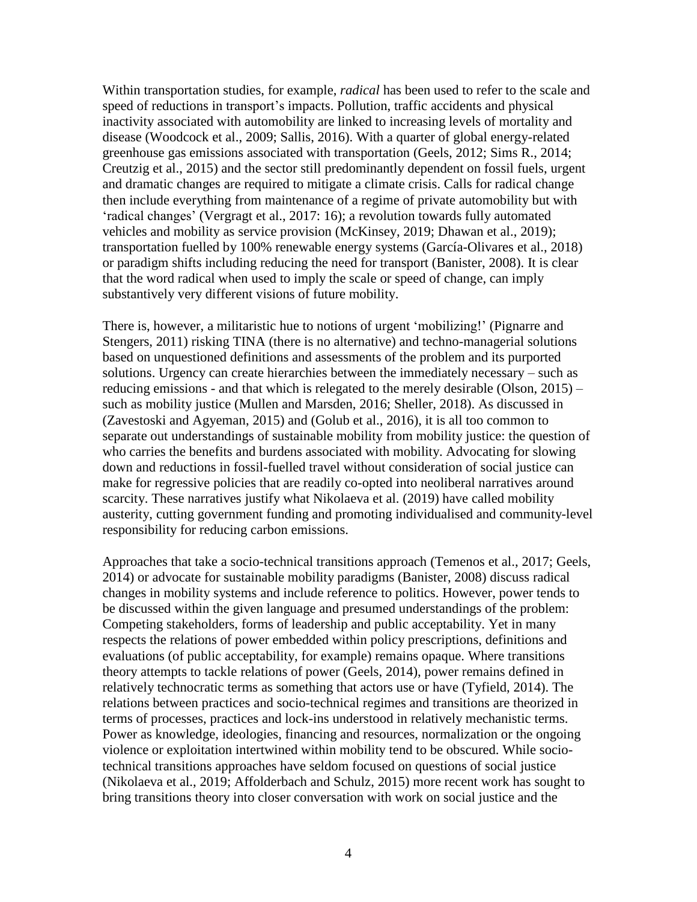Within transportation studies, for example, *radical* has been used to refer to the scale and speed of reductions in transport's impacts. Pollution, traffic accidents and physical inactivity associated with automobility are linked to increasing levels of mortality and disease (Woodcock et al., 2009; Sallis, 2016). With a quarter of global energy-related greenhouse gas emissions associated with transportation (Geels, 2012; Sims R., 2014; Creutzig et al., 2015) and the sector still predominantly dependent on fossil fuels, urgent and dramatic changes are required to mitigate a climate crisis. Calls for radical change then include everything from maintenance of a regime of private automobility but with 'radical changes' (Vergragt et al., 2017: 16); a revolution towards fully automated vehicles and mobility as service provision (McKinsey, 2019; Dhawan et al., 2019); transportation fuelled by 100% renewable energy systems (García-Olivares et al., 2018) or paradigm shifts including reducing the need for transport (Banister, 2008). It is clear that the word radical when used to imply the scale or speed of change, can imply substantively very different visions of future mobility.

There is, however, a militaristic hue to notions of urgent 'mobilizing!' (Pignarre and Stengers, 2011) risking TINA (there is no alternative) and techno-managerial solutions based on unquestioned definitions and assessments of the problem and its purported solutions. Urgency can create hierarchies between the immediately necessary – such as reducing emissions - and that which is relegated to the merely desirable (Olson, 2015) – such as mobility justice (Mullen and Marsden, 2016; Sheller, 2018). As discussed in (Zavestoski and Agyeman, 2015) and (Golub et al., 2016), it is all too common to separate out understandings of sustainable mobility from mobility justice: the question of who carries the benefits and burdens associated with mobility. Advocating for slowing down and reductions in fossil-fuelled travel without consideration of social justice can make for regressive policies that are readily co-opted into neoliberal narratives around scarcity. These narratives justify what Nikolaeva et al. (2019) have called mobility austerity, cutting government funding and promoting individualised and community-level responsibility for reducing carbon emissions.

Approaches that take a socio-technical transitions approach (Temenos et al., 2017; Geels, 2014) or advocate for sustainable mobility paradigms (Banister, 2008) discuss radical changes in mobility systems and include reference to politics. However, power tends to be discussed within the given language and presumed understandings of the problem: Competing stakeholders, forms of leadership and public acceptability. Yet in many respects the relations of power embedded within policy prescriptions, definitions and evaluations (of public acceptability, for example) remains opaque. Where transitions theory attempts to tackle relations of power (Geels, 2014), power remains defined in relatively technocratic terms as something that actors use or have (Tyfield, 2014). The relations between practices and socio-technical regimes and transitions are theorized in terms of processes, practices and lock-ins understood in relatively mechanistic terms. Power as knowledge, ideologies, financing and resources, normalization or the ongoing violence or exploitation intertwined within mobility tend to be obscured. While socio-technical transitions approaches have seldom focused on questions of social justice (Nikolaeva et al., 2019; Affolderbach and Schulz, 2015) more recent work has sought to bring transitions theory into closer conversation with work on social justice and the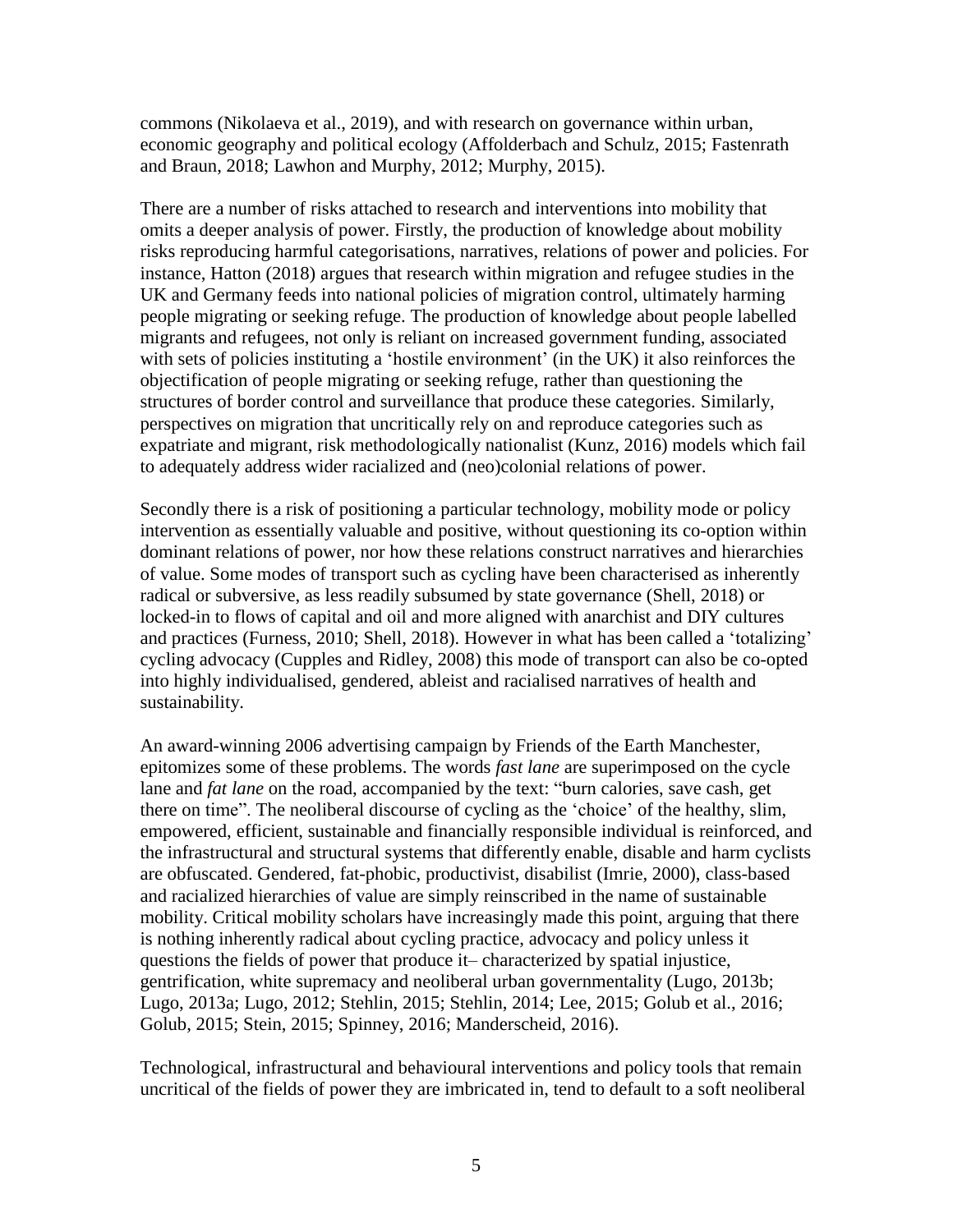commons (Nikolaeva et al., 2019), and with research on governance within urban, economic geography and political ecology (Affolderbach and Schulz, 2015; Fastenrath and Braun, 2018; Lawhon and Murphy, 2012; Murphy, 2015).

There are a number of risks attached to research and interventions into mobility that omits a deeper analysis of power. Firstly, the production of knowledge about mobility risks reproducing harmful categorisations, narratives, relations of power and policies. For instance, Hatton (2018) argues that research within migration and refugee studies in the UK and Germany feeds into national policies of migration control, ultimately harming people migrating or seeking refuge. The production of knowledge about people labelled migrants and refugees, not only is reliant on increased government funding, associated with sets of policies instituting a 'hostile environment' (in the UK) it also reinforces the objectification of people migrating or seeking refuge, rather than questioning the structures of border control and surveillance that produce these categories. Similarly, perspectives on migration that uncritically rely on and reproduce categories such as expatriate and migrant, risk methodologically nationalist (Kunz, 2016) models which fail to adequately address wider racialized and (neo)colonial relations of power.

Secondly there is a risk of positioning a particular technology, mobility mode or policy intervention as essentially valuable and positive, without questioning its co-option within dominant relations of power, nor how these relations construct narratives and hierarchies of value. Some modes of transport such as cycling have been characterised as inherently radical or subversive, as less readily subsumed by state governance (Shell, 2018) or locked-in to flows of capital and oil and more aligned with anarchist and DIY cultures and practices (Furness, 2010; Shell, 2018). However in what has been called a 'totalizing' cycling advocacy (Cupples and Ridley, 2008) this mode of transport can also be co-opted into highly individualised, gendered, ableist and racialised narratives of health and sustainability.

An award-winning 2006 advertising campaign by Friends of the Earth Manchester, epitomizes some of these problems. The words *fast lane* are superimposed on the cycle lane and *fat lane* on the road, accompanied by the text: "burn calories, save cash, get there on time". The neoliberal discourse of cycling as the 'choice' of the healthy, slim, empowered, efficient, sustainable and financially responsible individual is reinforced, and the infrastructural and structural systems that differently enable, disable and harm cyclists are obfuscated. Gendered, fat-phobic, productivist, disabilist (Imrie, 2000), class-based and racialized hierarchies of value are simply reinscribed in the name of sustainable mobility. Critical mobility scholars have increasingly made this point, arguing that there is nothing inherently radical about cycling practice, advocacy and policy unless it questions the fields of power that produce it– characterized by spatial injustice, gentrification, white supremacy and neoliberal urban governmentality (Lugo, 2013b; Lugo, 2013a; Lugo, 2012; Stehlin, 2015; Stehlin, 2014; Lee, 2015; Golub et al., 2016; Golub, 2015; Stein, 2015; Spinney, 2016; Manderscheid, 2016).

Technological, infrastructural and behavioural interventions and policy tools that remain uncritical of the fields of power they are imbricated in, tend to default to a soft neoliberal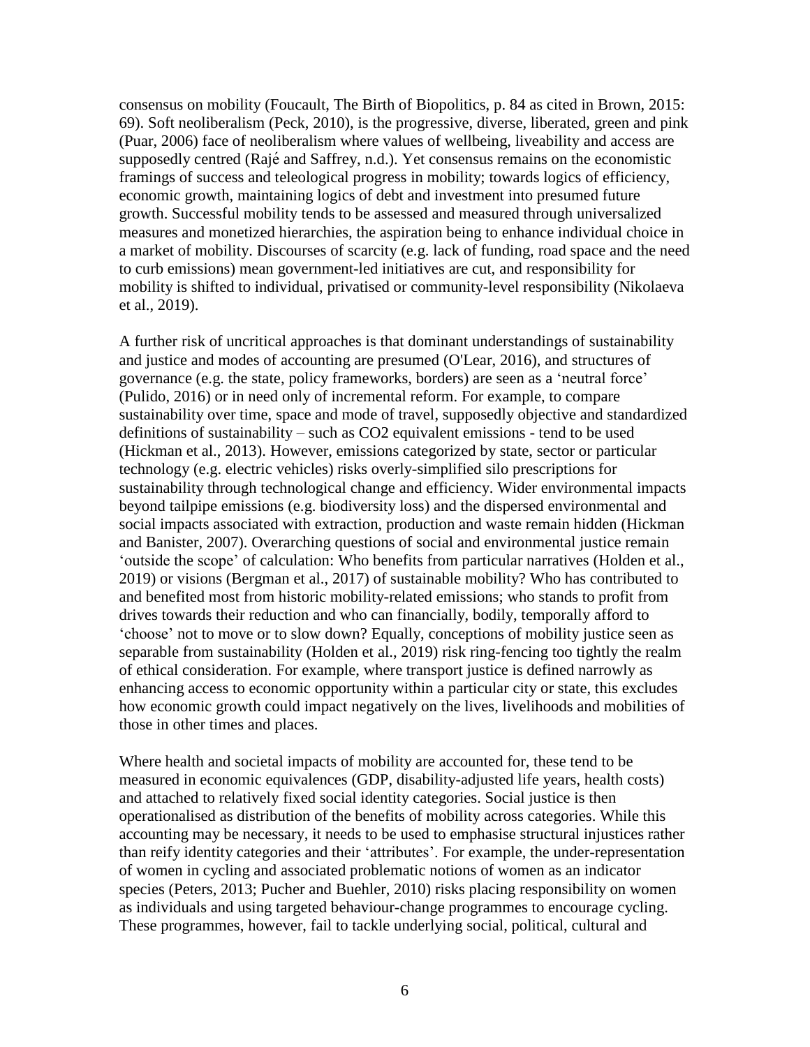consensus on mobility (Foucault, The Birth of Biopolitics, p. 84 as cited in Brown, 2015: 69). Soft neoliberalism (Peck, 2010), is the progressive, diverse, liberated, green and pink (Puar, 2006) face of neoliberalism where values of wellbeing, liveability and access are supposedly centred (Rajé and Saffrey, n.d.). Yet consensus remains on the economistic framings of success and teleological progress in mobility; towards logics of efficiency, economic growth, maintaining logics of debt and investment into presumed future growth. Successful mobility tends to be assessed and measured through universalized measures and monetized hierarchies, the aspiration being to enhance individual choice in a market of mobility. Discourses of scarcity (e.g. lack of funding, road space and the need to curb emissions) mean government-led initiatives are cut, and responsibility for mobility is shifted to individual, privatised or community-level responsibility (Nikolaeva et al., 2019).

A further risk of uncritical approaches is that dominant understandings of sustainability and justice and modes of accounting are presumed (O'Lear, 2016), and structures of governance (e.g. the state, policy frameworks, borders) are seen as a 'neutral force' (Pulido, 2016) or in need only of incremental reform. For example, to compare sustainability over time, space and mode of travel, supposedly objective and standardized definitions of sustainability – such as $CO_2$ equivalent emissions - tend to be used (Hickman et al., 2013). However, emissions categorized by state, sector or particular technology (e.g. electric vehicles) risks overly-simplified silo prescriptions for sustainability through technological change and efficiency. Wider environmental impacts beyond tailpipe emissions (e.g. biodiversity loss) and the dispersed environmental and social impacts associated with extraction, production and waste remain hidden (Hickman and Banister, 2007). Overarching questions of social and environmental justice remain 'outside the scope' of calculation: Who benefits from particular narratives (Holden et al., 2019) or visions (Bergman et al., 2017) of sustainable mobility? Who has contributed to and benefited most from historic mobility-related emissions; who stands to profit from drives towards their reduction and who can financially, bodily, temporally afford to 'choose' not to move or to slow down? Equally, conceptions of mobility justice seen as separable from sustainability (Holden et al., 2019) risk ring-fencing too tightly the realm of ethical consideration. For example, where transport justice is defined narrowly as enhancing access to economic opportunity within a particular city or state, this excludes how economic growth could impact negatively on the lives, livelihoods and mobilities of those in other times and places.

Where health and societal impacts of mobility are accounted for, these tend to be measured in economic equivalences (GDP, disability-adjusted life years, health costs) and attached to relatively fixed social identity categories. Social justice is then operationalised as distribution of the benefits of mobility across categories. While this accounting may be necessary, it needs to be used to emphasise structural injustices rather than reify identity categories and their 'attributes'. For example, the under-representation of women in cycling and associated problematic notions of women as an indicator species (Peters, 2013; Pucher and Buehler, 2010) risks placing responsibility on women as individuals and using targeted behaviour-change programmes to encourage cycling. These programmes, however, fail to tackle underlying social, political, cultural and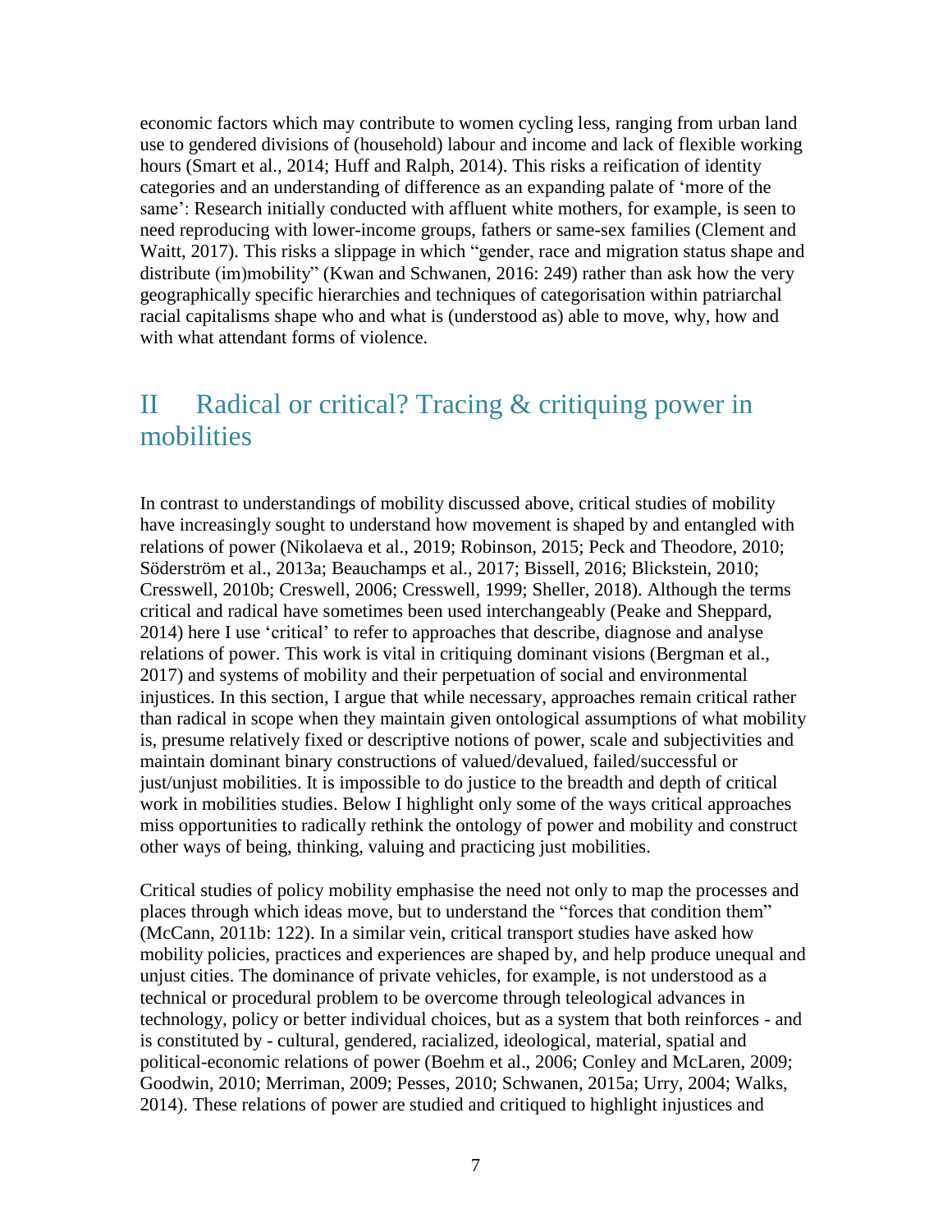economic factors which may contribute to women cycling less, ranging from urban land use to gendered divisions of (household) labour and income and lack of flexible working hours (Smart et al., 2014; Huff and Ralph, 2014). This risks a reification of identity categories and an understanding of difference as an expanding palate of 'more of the same': Research initially conducted with affluent white mothers, for example, is seen to need reproducing with lower-income groups, fathers or same-sex families (Clement and Waitt, 2017). This risks a slippage in which "gender, race and migration status shape and distribute (im)mobility" (Kwan and Schwanen, 2016: 249) rather than ask how the very geographically specific hierarchies and techniques of categorisation within patriarchal racial capitalisms shape who and what is (understood as) able to move, why, how and with what attendant forms of violence.

## II Radical or critical? Tracing & critiquing power in mobilities

In contrast to understandings of mobility discussed above, critical studies of mobility have increasingly sought to understand how movement is shaped by and entangled with relations of power (Nikolaeva et al., 2019; Robinson, 2015; Peck and Theodore, 2010; Söderström et al., 2013a; Beauchamps et al., 2017; Bissell, 2016; Blickstein, 2010; Cresswell, 2010b; Creswell, 2006; Cresswell, 1999; Sheller, 2018). Although the terms critical and radical have sometimes been used interchangeably (Peake and Sheppard, 2014) here I use 'critical' to refer to approaches that describe, diagnose and analyse relations of power. This work is vital in critiquing dominant visions (Bergman et al., 2017) and systems of mobility and their perpetuation of social and environmental injustices. In this section, I argue that while necessary, approaches remain critical rather than radical in scope when they maintain given ontological assumptions of what mobility is, presume relatively fixed or descriptive notions of power, scale and subjectivities and maintain dominant binary constructions of valued/devalued, failed/successful or just/unjust mobilities. It is impossible to do justice to the breadth and depth of critical work in mobilities studies. Below I highlight only some of the ways critical approaches miss opportunities to radically rethink the ontology of power and mobility and construct other ways of being, thinking, valuing and practicing just mobilities.

Critical studies of policy mobility emphasise the need not only to map the processes and places through which ideas move, but to understand the "forces that condition them" (McCann, 2011b: 122). In a similar vein, critical transport studies have asked how mobility policies, practices and experiences are shaped by, and help produce unequal and unjust cities. The dominance of private vehicles, for example, is not understood as a technical or procedural problem to be overcome through teleological advances in technology, policy or better individual choices, but as a system that both reinforces - and is constituted by - cultural, gendered, racialized, ideological, material, spatial and political-economic relations of power (Boehm et al., 2006; Conley and McLaren, 2009; Goodwin, 2010; Merriman, 2009; Pesses, 2010; Schwanen, 2015a; Urry, 2004; Walks, 2014). These relations of power are studied and critiqued to highlight injustices and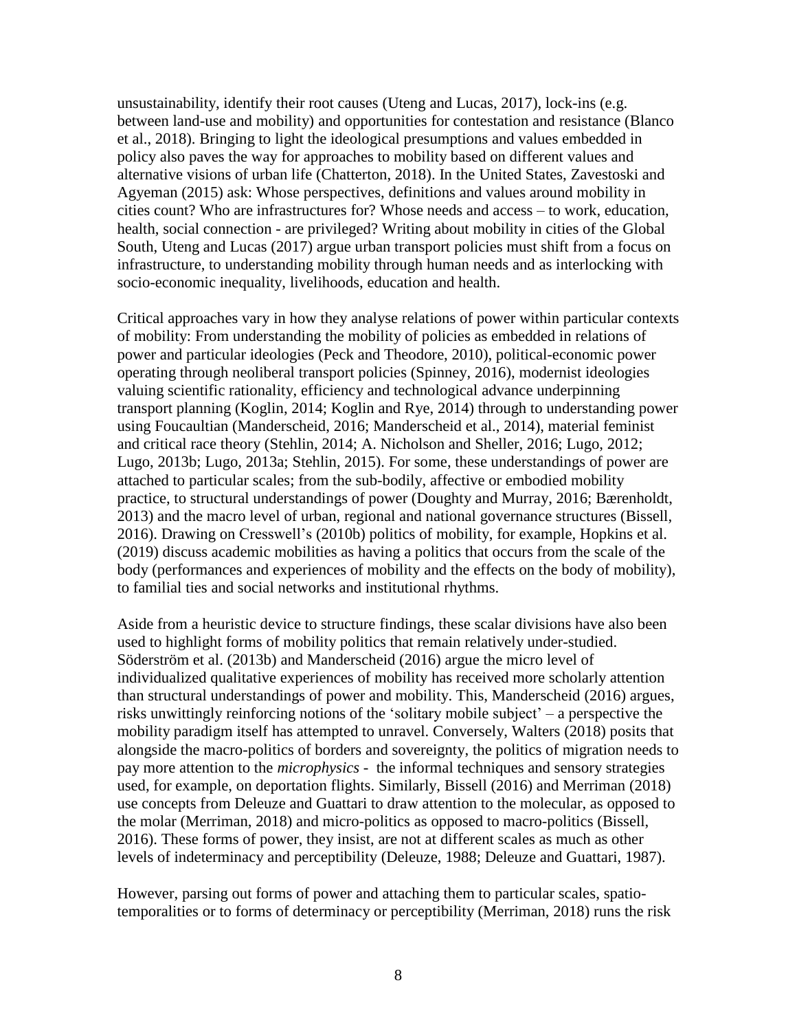unsustainability, identify their root causes (Uteng and Lucas, 2017), lock-ins (e.g. between land-use and mobility) and opportunities for contestation and resistance (Blanco et al., 2018). Bringing to light the ideological presumptions and values embedded in policy also paves the way for approaches to mobility based on different values and alternative visions of urban life (Chatterton, 2018). In the United States, Zavestoski and Agyeman (2015) ask: Whose perspectives, definitions and values around mobility in cities count? Who are infrastructures for? Whose needs and access – to work, education, health, social connection - are privileged? Writing about mobility in cities of the Global South, Uteng and Lucas (2017) argue urban transport policies must shift from a focus on infrastructure, to understanding mobility through human needs and as interlocking with socio-economic inequality, livelihoods, education and health.

Critical approaches vary in how they analyse relations of power within particular contexts of mobility: From understanding the mobility of policies as embedded in relations of power and particular ideologies (Peck and Theodore, 2010), political-economic power operating through neoliberal transport policies (Spinney, 2016), modernist ideologies valuing scientific rationality, efficiency and technological advance underpinning transport planning (Koglin, 2014; Koglin and Rye, 2014) through to understanding power using Foucaultian (Manderscheid, 2016; Manderscheid et al., 2014), material feminist and critical race theory (Stehlin, 2014; A. Nicholson and Sheller, 2016; Lugo, 2012; Lugo, 2013b; Lugo, 2013a; Stehlin, 2015). For some, these understandings of power are attached to particular scales; from the sub-bodily, affective or embodied mobility practice, to structural understandings of power (Doughty and Murray, 2016; Bærenholdt, 2013) and the macro level of urban, regional and national governance structures (Bissell, 2016). Drawing on Cresswell's (2010b) politics of mobility, for example, Hopkins et al. (2019) discuss academic mobilities as having a politics that occurs from the scale of the body (performances and experiences of mobility and the effects on the body of mobility), to familial ties and social networks and institutional rhythms.

Aside from a heuristic device to structure findings, these scalar divisions have also been used to highlight forms of mobility politics that remain relatively under-studied. Söderström et al. (2013b) and Manderscheid (2016) argue the micro level of individualized qualitative experiences of mobility has received more scholarly attention than structural understandings of power and mobility. This, Manderscheid (2016) argues, risks unwittingly reinforcing notions of the 'solitary mobile subject' – a perspective the mobility paradigm itself has attempted to unravel. Conversely, Walters (2018) posits that alongside the macro-politics of borders and sovereignty, the politics of migration needs to pay more attention to the *microphysics* - the informal techniques and sensory strategies used, for example, on deportation flights. Similarly, Bissell (2016) and Merriman (2018) use concepts from Deleuze and Guattari to draw attention to the molecular, as opposed to the molar (Merriman, 2018) and micro-politics as opposed to macro-politics (Bissell, 2016). These forms of power, they insist, are not at different scales as much as other levels of indeterminacy and perceptibility (Deleuze, 1988; Deleuze and Guattari, 1987).

However, parsing out forms of power and attaching them to particular scales, spatio-temporalities or to forms of determinacy or perceptibility (Merriman, 2018) runs the risk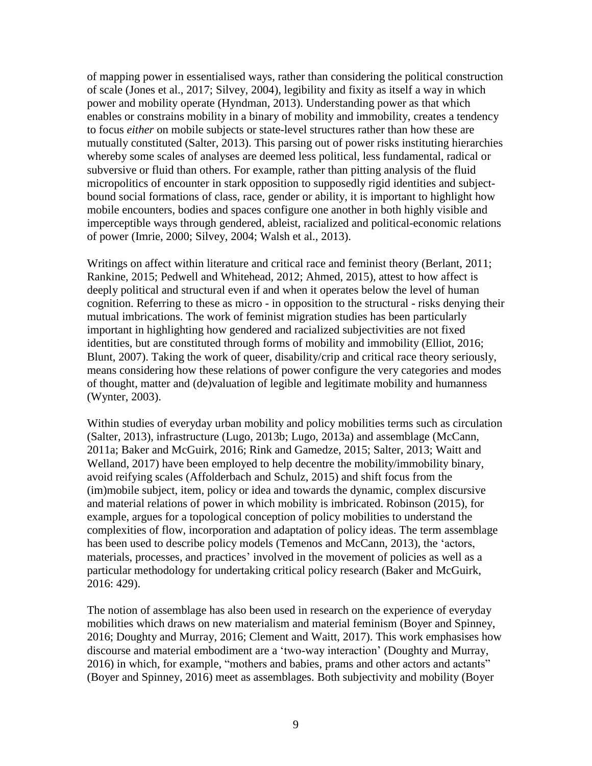of mapping power in essentialised ways, rather than considering the political construction of scale (Jones et al., 2017; Silvey, 2004), legibility and fixity as itself a way in which power and mobility operate (Hyndman, 2013). Understanding power as that which enables or constrains mobility in a binary of mobility and immobility, creates a tendency to focus *either* on mobile subjects or state-level structures rather than how these are mutually constituted (Salter, 2013). This parsing out of power risks instituting hierarchies whereby some scales of analyses are deemed less political, less fundamental, radical or subversive or fluid than others. For example, rather than pitting analysis of the fluid micropolitics of encounter in stark opposition to supposedly rigid identities and subject-bound social formations of class, race, gender or ability, it is important to highlight how mobile encounters, bodies and spaces configure one another in both highly visible and imperceptible ways through gendered, ableist, racialized and political-economic relations of power (Imrie, 2000; Silvey, 2004; Walsh et al., 2013).

Writings on affect within literature and critical race and feminist theory (Berlant, 2011; Rankine, 2015; Pedwell and Whitehead, 2012; Ahmed, 2015), attest to how affect is deeply political and structural even if and when it operates below the level of human cognition. Referring to these as micro - in opposition to the structural - risks denying their mutual imbrications. The work of feminist migration studies has been particularly important in highlighting how gendered and racialized subjectivities are not fixed identities, but are constituted through forms of mobility and immobility (Elliot, 2016; Blunt, 2007). Taking the work of queer, disability/crip and critical race theory seriously, means considering how these relations of power configure the very categories and modes of thought, matter and (de)valuation of legible and legitimate mobility and humanness (Wynter, 2003).

Within studies of everyday urban mobility and policy mobilities terms such as circulation (Salter, 2013), infrastructure (Lugo, 2013b; Lugo, 2013a) and assemblage (McCann, 2011a; Baker and McGuirk, 2016; Rink and Gamedze, 2015; Salter, 2013; Waitt and Welland, 2017) have been employed to help decentre the mobility/immobility binary, avoid reifying scales (Affolderbach and Schulz, 2015) and shift focus from the (im)mobile subject, item, policy or idea and towards the dynamic, complex discursive and material relations of power in which mobility is imbricated. Robinson (2015), for example, argues for a topological conception of policy mobilities to understand the complexities of flow, incorporation and adaptation of policy ideas. The term assemblage has been used to describe policy models (Temenos and McCann, 2013), the 'actors, materials, processes, and practices' involved in the movement of policies as well as a particular methodology for undertaking critical policy research (Baker and McGuirk, 2016: 429).

The notion of assemblage has also been used in research on the experience of everyday mobilities which draws on new materialism and material feminism (Boyer and Spinney, 2016; Doughty and Murray, 2016; Clement and Waitt, 2017). This work emphasises how discourse and material embodiment are a 'two-way interaction' (Doughty and Murray, 2016) in which, for example, "mothers and babies, prams and other actors and actants" (Boyer and Spinney, 2016) meet as assemblages. Both subjectivity and mobility (Boyer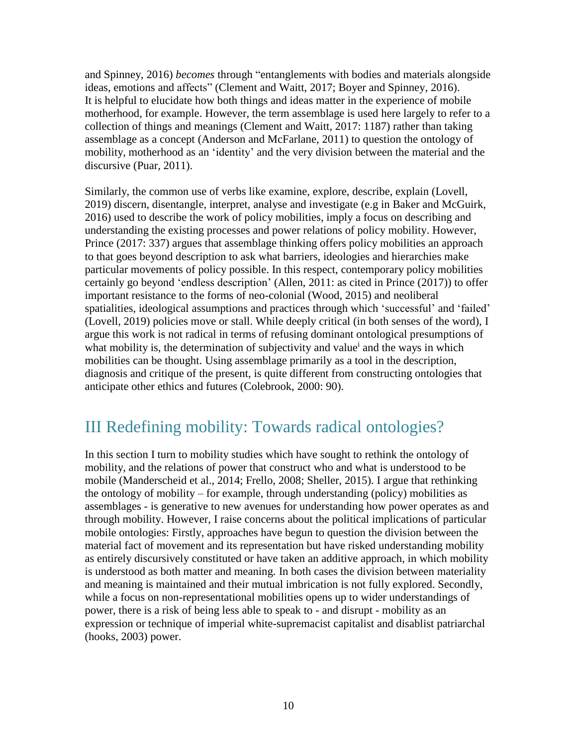and Spinney, 2016) *becomes* through "entanglements with bodies and materials alongside ideas, emotions and affects" (Clement and Waitt, 2017; Boyer and Spinney, 2016). It is helpful to elucidate how both things and ideas matter in the experience of mobile motherhood, for example. However, the term assemblage is used here largely to refer to a collection of things and meanings (Clement and Waitt, 2017: 1187) rather than taking assemblage as a concept (Anderson and McFarlane, 2011) to question the ontology of mobility, motherhood as an 'identity' and the very division between the material and the discursive (Puar, 2011).

Similarly, the common use of verbs like examine, explore, describe, explain (Lovell, 2019) discern, disentangle, interpret, analyse and investigate (e.g in Baker and McGuirk, 2016) used to describe the work of policy mobilities, imply a focus on describing and understanding the existing processes and power relations of policy mobility. However, Prince (2017: 337) argues that assemblage thinking offers policy mobilities an approach to that goes beyond description to ask what barriers, ideologies and hierarchies make particular movements of policy possible. In this respect, contemporary policy mobilities certainly go beyond 'endless description' (Allen, 2011: as cited in Prince (2017)) to offer important resistance to the forms of neo-colonial (Wood, 2015) and neoliberal spatialities, ideological assumptions and practices through which 'successful' and 'failed' (Lovell, 2019) policies move or stall. While deeply critical (in both senses of the word), I argue this work is not radical in terms of refusing dominant ontological presumptions of what mobility is, the determination of subjectivity and value[i] and the ways in which mobilities can be thought. Using assemblage primarily as a tool in the description, diagnosis and critique of the present, is quite different from constructing ontologies that anticipate other ethics and futures (Colebrook, 2000: 90).

## III Redefining mobility: Towards radical ontologies?

In this section I turn to mobility studies which have sought to rethink the ontology of mobility, and the relations of power that construct who and what is understood to be mobile (Manderscheid et al., 2014; Frello, 2008; Sheller, 2015). I argue that rethinking the ontology of mobility – for example, through understanding (policy) mobilities as assemblages - is generative to new avenues for understanding how power operates as and through mobility. However, I raise concerns about the political implications of particular mobile ontologies: Firstly, approaches have begun to question the division between the material fact of movement and its representation but have risked understanding mobility as entirely discursively constituted or have taken an additive approach, in which mobility is understood as both matter and meaning. In both cases the division between materiality and meaning is maintained and their mutual imbrication is not fully explored. Secondly, while a focus on non-representational mobilities opens up to wider understandings of power, there is a risk of being less able to speak to - and disrupt - mobility as an expression or technique of imperial white-supremacist capitalist and disablist patriarchal (hooks, 2003) power.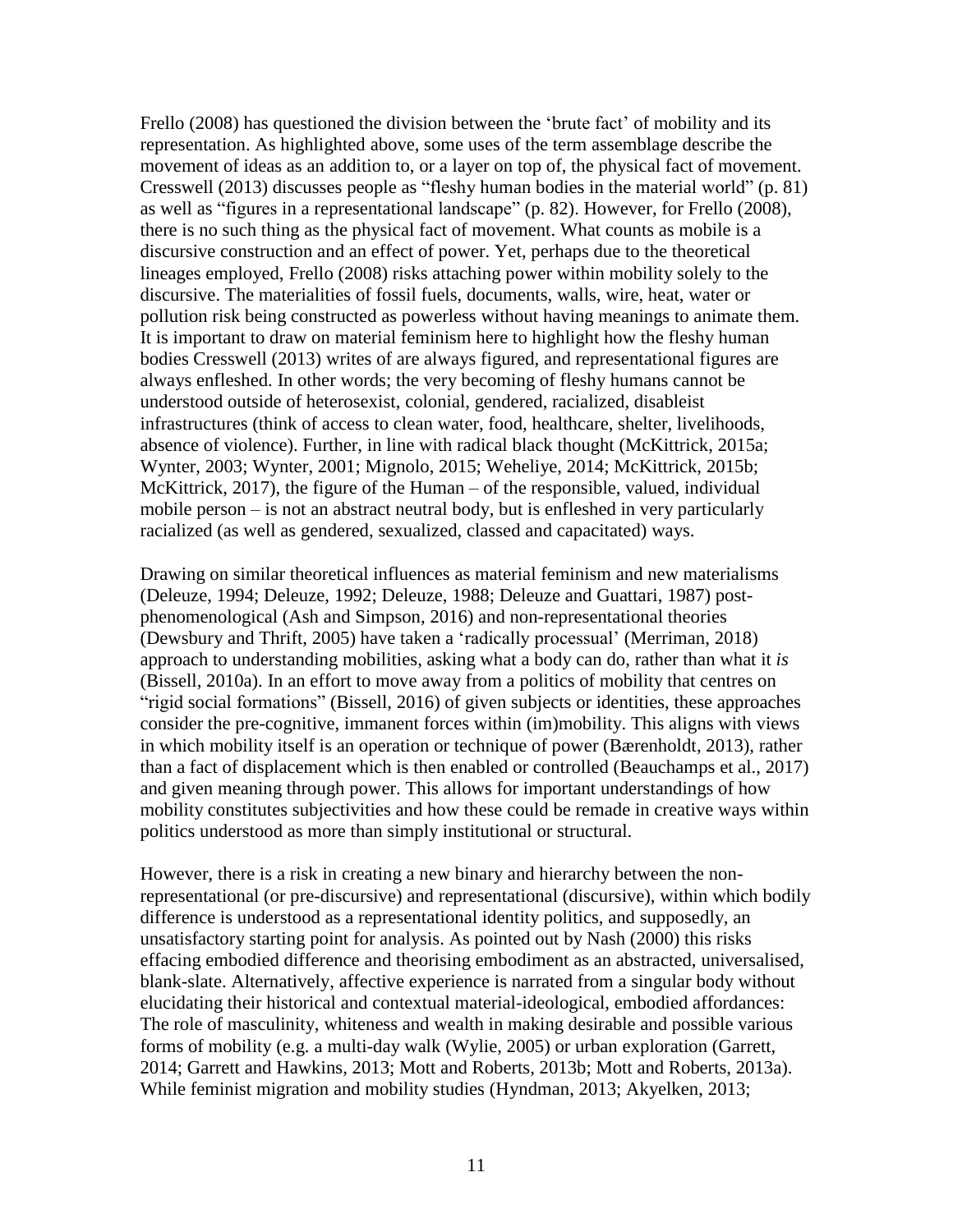Frello (2008) has questioned the division between the 'brute fact' of mobility and its representation. As highlighted above, some uses of the term assemblage describe the movement of ideas as an addition to, or a layer on top of, the physical fact of movement. Cresswell (2013) discusses people as "fleshy human bodies in the material world" (p. 81) as well as "figures in a representational landscape" (p. 82). However, for Frello (2008), there is no such thing as the physical fact of movement. What counts as mobile is a discursive construction and an effect of power. Yet, perhaps due to the theoretical lineages employed, Frello (2008) risks attaching power within mobility solely to the discursive. The materialities of fossil fuels, documents, walls, wire, heat, water or pollution risk being constructed as powerless without having meanings to animate them. It is important to draw on material feminism here to highlight how the fleshy human bodies Cresswell (2013) writes of are always figured, and representational figures are always enfleshed. In other words; the very becoming of fleshy humans cannot be understood outside of heterosexist, colonial, gendered, racialized, disableist infrastructures (think of access to clean water, food, healthcare, shelter, livelihoods, absence of violence). Further, in line with radical black thought (McKittrick, 2015a; Wynter, 2003; Wynter, 2001; Mignolo, 2015; Weheliye, 2014; McKittrick, 2015b; McKittrick, 2017), the figure of the Human – of the responsible, valued, individual mobile person – is not an abstract neutral body, but is enfleshed in very particularly racialized (as well as gendered, sexualized, classed and capacitated) ways.

Drawing on similar theoretical influences as material feminism and new materialisms (Deleuze, 1994; Deleuze, 1992; Deleuze, 1988; Deleuze and Guattari, 1987) post-phenomenological (Ash and Simpson, 2016) and non-representational theories (Dewsbury and Thrift, 2005) have taken a 'radically processual' (Merriman, 2018) approach to understanding mobilities, asking what a body can do, rather than what it *is* (Bissell, 2010a). In an effort to move away from a politics of mobility that centres on "rigid social formations" (Bissell, 2016) of given subjects or identities, these approaches consider the pre-cognitive, immanent forces within (im)mobility. This aligns with views in which mobility itself is an operation or technique of power (Bærenholdt, 2013), rather than a fact of displacement which is then enabled or controlled (Beauchamps et al., 2017) and given meaning through power. This allows for important understandings of how mobility constitutes subjectivities and how these could be remade in creative ways within politics understood as more than simply institutional or structural.

However, there is a risk in creating a new binary and hierarchy between the non-representational (or pre-discursive) and representational (discursive), within which bodily difference is understood as a representational identity politics, and supposedly, an unsatisfactory starting point for analysis. As pointed out by Nash (2000) this risks effacing embodied difference and theorising embodiment as an abstracted, universalised, blank-slate. Alternatively, affective experience is narrated from a singular body without elucidating their historical and contextual material-ideological, embodied affordances: The role of masculinity, whiteness and wealth in making desirable and possible various forms of mobility (e.g. a multi-day walk (Wylie, 2005) or urban exploration (Garrett, 2014; Garrett and Hawkins, 2013; Mott and Roberts, 2013b; Mott and Roberts, 2013a). While feminist migration and mobility studies (Hyndman, 2013; Akyelken, 2013;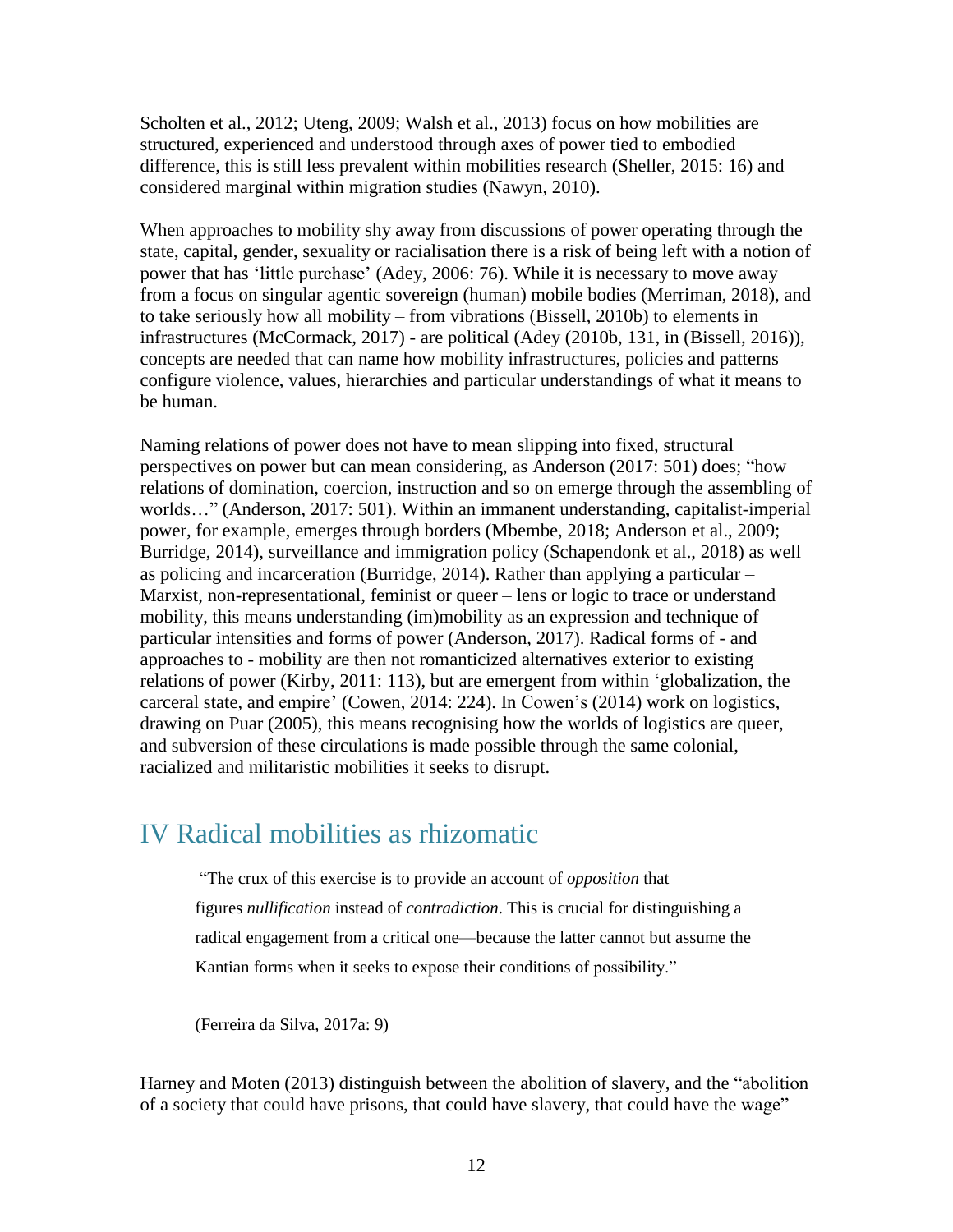Scholten et al., 2012; Uteng, 2009; Walsh et al., 2013) focus on how mobilities are structured, experienced and understood through axes of power tied to embodied difference, this is still less prevalent within mobilities research (Sheller, 2015: 16) and considered marginal within migration studies (Nawyn, 2010).

When approaches to mobility shy away from discussions of power operating through the state, capital, gender, sexuality or racialisation there is a risk of being left with a notion of power that has 'little purchase' (Adey, 2006: 76). While it is necessary to move away from a focus on singular agentic sovereign (human) mobile bodies (Merriman, 2018), and to take seriously how all mobility – from vibrations (Bissell, 2010b) to elements in infrastructures (McCormack, 2017) - are political (Adey (2010b, 131, in (Bissell, 2016)), concepts are needed that can name how mobility infrastructures, policies and patterns configure violence, values, hierarchies and particular understandings of what it means to be human.

Naming relations of power does not have to mean slipping into fixed, structural perspectives on power but can mean considering, as Anderson (2017: 501) does; "how relations of domination, coercion, instruction and so on emerge through the assembling of worlds…" (Anderson, 2017: 501). Within an immanent understanding, capitalist-imperial power, for example, emerges through borders (Mbembe, 2018; Anderson et al., 2009; Burridge, 2014), surveillance and immigration policy (Schapendonk et al., 2018) as well as policing and incarceration (Burridge, 2014). Rather than applying a particular – Marxist, non-representational, feminist or queer – lens or logic to trace or understand mobility, this means understanding (im)mobility as an expression and technique of particular intensities and forms of power (Anderson, 2017). Radical forms of - and approaches to - mobility are then not romanticized alternatives exterior to existing relations of power (Kirby, 2011: 113), but are emergent from within 'globalization, the carceral state, and empire' (Cowen, 2014: 224). In Cowen's (2014) work on logistics, drawing on Puar (2005), this means recognising how the worlds of logistics are queer, and subversion of these circulations is made possible through the same colonial, racialized and militaristic mobilities it seeks to disrupt.

## IV Radical mobilities as rhizomatic

> "The crux of this exercise is to provide an account of *opposition* that figures *nullification* instead of *contradiction*. This is crucial for distinguishing a radical engagement from a critical one—because the latter cannot but assume the Kantian forms when it seeks to expose their conditions of possibility."
>
> (Ferreira da Silva, 2017a: 9)

Harney and Moten (2013) distinguish between the abolition of slavery, and the "abolition of a society that could have prisons, that could have slavery, that could have the wage"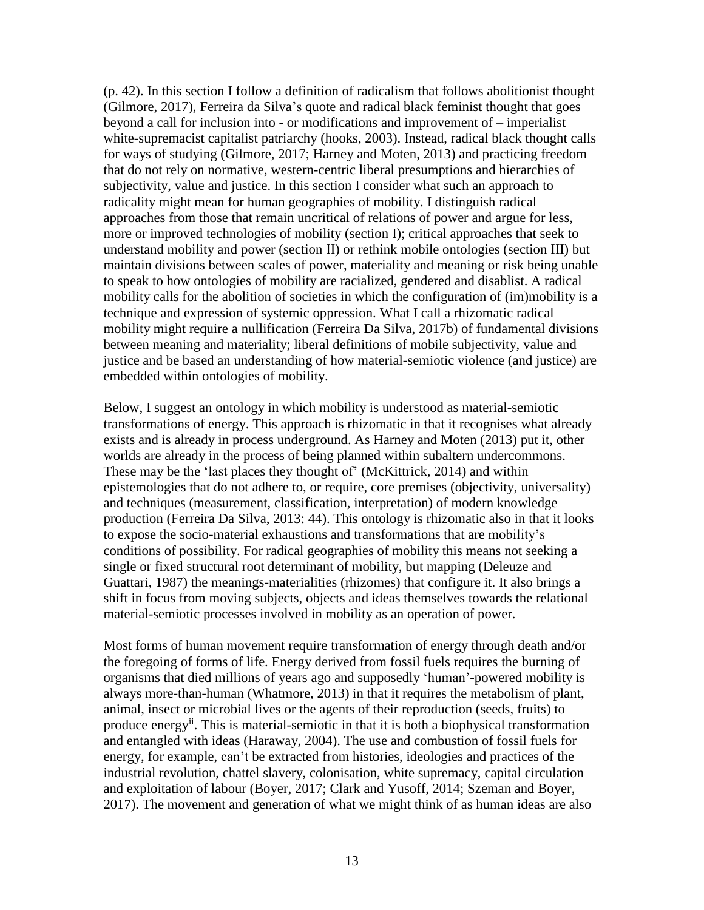(p. 42). In this section I follow a definition of radicalism that follows abolitionist thought (Gilmore, 2017), Ferreira da Silva's quote and radical black feminist thought that goes beyond a call for inclusion into - or modifications and improvement of – imperialist white-supremacist capitalist patriarchy (hooks, 2003). Instead, radical black thought calls for ways of studying (Gilmore, 2017; Harney and Moten, 2013) and practicing freedom that do not rely on normative, western-centric liberal presumptions and hierarchies of subjectivity, value and justice. In this section I consider what such an approach to radicality might mean for human geographies of mobility. I distinguish radical approaches from those that remain uncritical of relations of power and argue for less, more or improved technologies of mobility (section I); critical approaches that seek to understand mobility and power (section II) or rethink mobile ontologies (section III) but maintain divisions between scales of power, materiality and meaning or risk being unable to speak to how ontologies of mobility are racialized, gendered and disablist. A radical mobility calls for the abolition of societies in which the configuration of (im)mobility is a technique and expression of systemic oppression. What I call a rhizomatic radical mobility might require a nullification (Ferreira Da Silva, 2017b) of fundamental divisions between meaning and materiality; liberal definitions of mobile subjectivity, value and justice and be based an understanding of how material-semiotic violence (and justice) are embedded within ontologies of mobility.

Below, I suggest an ontology in which mobility is understood as material-semiotic transformations of energy. This approach is rhizomatic in that it recognises what already exists and is already in process underground. As Harney and Moten (2013) put it, other worlds are already in the process of being planned within subaltern undercommons. These may be the 'last places they thought of' (McKittrick, 2014) and within epistemologies that do not adhere to, or require, core premises (objectivity, universality) and techniques (measurement, classification, interpretation) of modern knowledge production (Ferreira Da Silva, 2013: 44). This ontology is rhizomatic also in that it looks to expose the socio-material exhaustions and transformations that are mobility's conditions of possibility. For radical geographies of mobility this means not seeking a single or fixed structural root determinant of mobility, but mapping (Deleuze and Guattari, 1987) the meanings-materialities (rhizomes) that configure it. It also brings a shift in focus from moving subjects, objects and ideas themselves towards the relational material-semiotic processes involved in mobility as an operation of power.

Most forms of human movement require transformation of energy through death and/or the foregoing of forms of life. Energy derived from fossil fuels requires the burning of organisms that died millions of years ago and supposedly 'human'-powered mobility is always more-than-human (Whatmore, 2013) in that it requires the metabolism of plant, animal, insect or microbial lives or the agents of their reproduction (seeds, fruits) to produce energy[ii]. This is material-semiotic in that it is both a biophysical transformation and entangled with ideas (Haraway, 2004). The use and combustion of fossil fuels for energy, for example, can't be extracted from histories, ideologies and practices of the industrial revolution, chattel slavery, colonisation, white supremacy, capital circulation and exploitation of labour (Boyer, 2017; Clark and Yusoff, 2014; Szeman and Boyer, 2017). The movement and generation of what we might think of as human ideas are also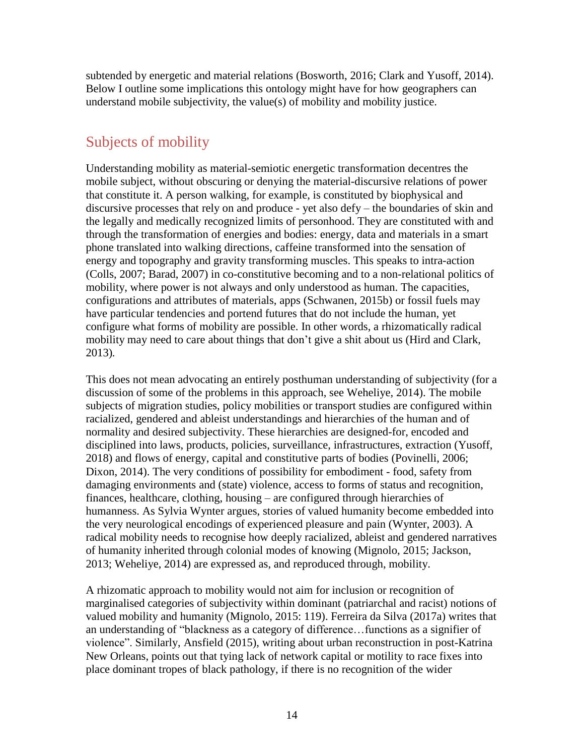subtended by energetic and material relations (Bosworth, 2016; Clark and Yusoff, 2014). Below I outline some implications this ontology might have for how geographers can understand mobile subjectivity, the value(s) of mobility and mobility justice.

## Subjects of mobility

Understanding mobility as material-semiotic energetic transformation decentres the mobile subject, without obscuring or denying the material-discursive relations of power that constitute it. A person walking, for example, is constituted by biophysical and discursive processes that rely on and produce - yet also defy – the boundaries of skin and the legally and medically recognized limits of personhood. They are constituted with and through the transformation of energies and bodies: energy, data and materials in a smart phone translated into walking directions, caffeine transformed into the sensation of energy and topography and gravity transforming muscles. This speaks to intra-action (Colls, 2007; Barad, 2007) in co-constitutive becoming and to a non-relational politics of mobility, where power is not always and only understood as human. The capacities, configurations and attributes of materials, apps (Schwanen, 2015b) or fossil fuels may have particular tendencies and portend futures that do not include the human, yet configure what forms of mobility are possible. In other words, a rhizomatically radical mobility may need to care about things that don't give a shit about us (Hird and Clark, 2013).

This does not mean advocating an entirely posthuman understanding of subjectivity (for a discussion of some of the problems in this approach, see Weheliye, 2014). The mobile subjects of migration studies, policy mobilities or transport studies are configured within racialized, gendered and ableist understandings and hierarchies of the human and of normality and desired subjectivity. These hierarchies are designed-for, encoded and disciplined into laws, products, policies, surveillance, infrastructures, extraction (Yusoff, 2018) and flows of energy, capital and constitutive parts of bodies (Povinelli, 2006; Dixon, 2014). The very conditions of possibility for embodiment - food, safety from damaging environments and (state) violence, access to forms of status and recognition, finances, healthcare, clothing, housing – are configured through hierarchies of humanness. As Sylvia Wynter argues, stories of valued humanity become embedded into the very neurological encodings of experienced pleasure and pain (Wynter, 2003). A radical mobility needs to recognise how deeply racialized, ableist and gendered narratives of humanity inherited through colonial modes of knowing (Mignolo, 2015; Jackson, 2013; Weheliye, 2014) are expressed as, and reproduced through, mobility.

A rhizomatic approach to mobility would not aim for inclusion or recognition of marginalised categories of subjectivity within dominant (patriarchal and racist) notions of valued mobility and humanity (Mignolo, 2015: 119). Ferreira da Silva (2017a) writes that an understanding of "blackness as a category of difference…functions as a signifier of violence". Similarly, Ansfield (2015), writing about urban reconstruction in post-Katrina New Orleans, points out that tying lack of network capital or motility to race fixes into place dominant tropes of black pathology, if there is no recognition of the wider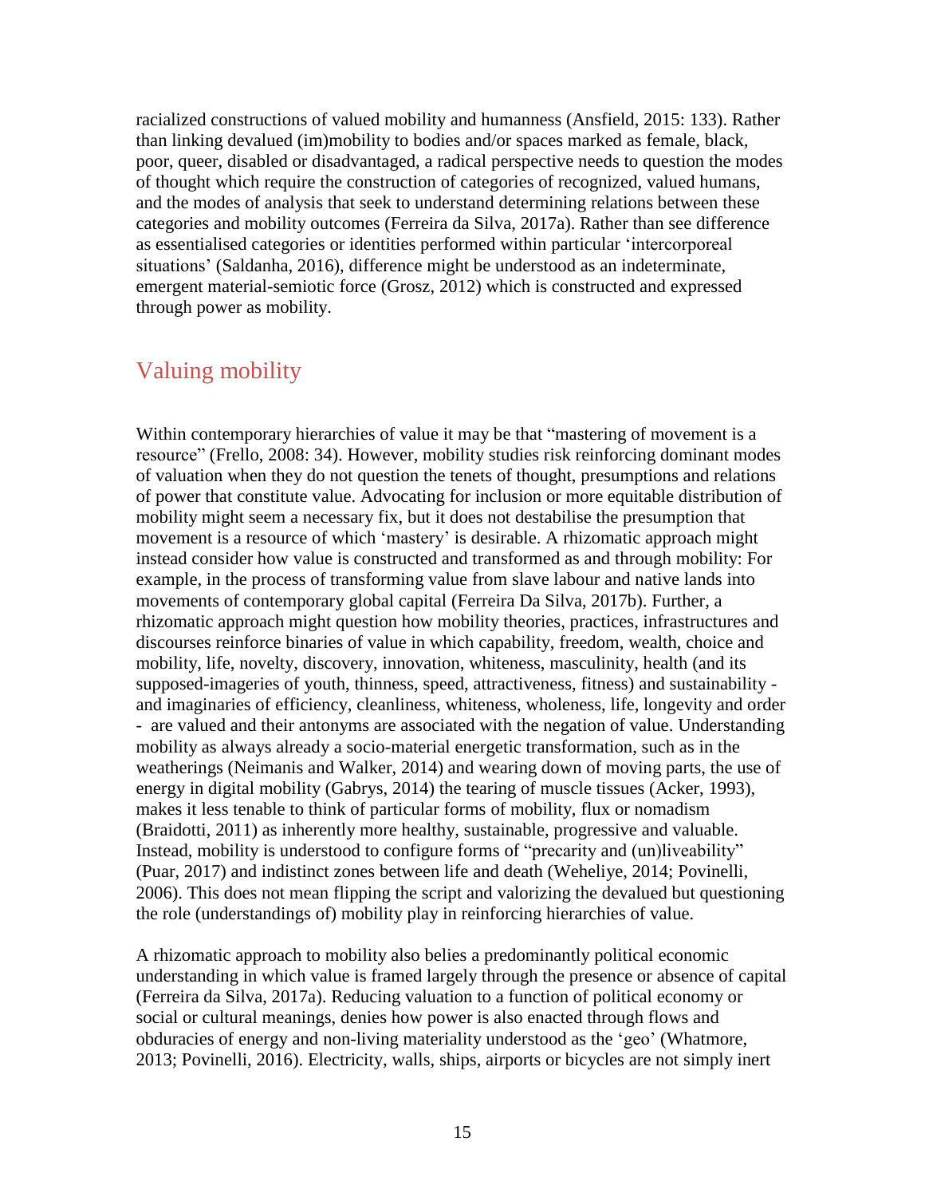racialized constructions of valued mobility and humanness (Ansfield, 2015: 133). Rather than linking devalued (im)mobility to bodies and/or spaces marked as female, black, poor, queer, disabled or disadvantaged, a radical perspective needs to question the modes of thought which require the construction of categories of recognized, valued humans, and the modes of analysis that seek to understand determining relations between these categories and mobility outcomes (Ferreira da Silva, 2017a). Rather than see difference as essentialised categories or identities performed within particular 'intercorporeal situations' (Saldanha, 2016), difference might be understood as an indeterminate, emergent material-semiotic force (Grosz, 2012) which is constructed and expressed through power as mobility.

## Valuing mobility

Within contemporary hierarchies of value it may be that "mastering of movement is a resource" (Frello, 2008: 34). However, mobility studies risk reinforcing dominant modes of valuation when they do not question the tenets of thought, presumptions and relations of power that constitute value. Advocating for inclusion or more equitable distribution of mobility might seem a necessary fix, but it does not destabilise the presumption that movement is a resource of which 'mastery' is desirable. A rhizomatic approach might instead consider how value is constructed and transformed as and through mobility: For example, in the process of transforming value from slave labour and native lands into movements of contemporary global capital (Ferreira Da Silva, 2017b). Further, a rhizomatic approach might question how mobility theories, practices, infrastructures and discourses reinforce binaries of value in which capability, freedom, wealth, choice and mobility, life, novelty, discovery, innovation, whiteness, masculinity, health (and its supposed-imageries of youth, thinness, speed, attractiveness, fitness) and sustainability - and imaginaries of efficiency, cleanliness, whiteness, wholeness, life, longevity and order - are valued and their antonyms are associated with the negation of value. Understanding mobility as always already a socio-material energetic transformation, such as in the weatherings (Neimanis and Walker, 2014) and wearing down of moving parts, the use of energy in digital mobility (Gabrys, 2014) the tearing of muscle tissues (Acker, 1993), makes it less tenable to think of particular forms of mobility, flux or nomadism (Braidotti, 2011) as inherently more healthy, sustainable, progressive and valuable. Instead, mobility is understood to configure forms of "precarity and (un)liveability" (Puar, 2017) and indistinct zones between life and death (Weheliye, 2014; Povinelli, 2006). This does not mean flipping the script and valorizing the devalued but questioning the role (understandings of) mobility play in reinforcing hierarchies of value.

A rhizomatic approach to mobility also belies a predominantly political economic understanding in which value is framed largely through the presence or absence of capital (Ferreira da Silva, 2017a). Reducing valuation to a function of political economy or social or cultural meanings, denies how power is also enacted through flows and obduracies of energy and non-living materiality understood as the 'geo' (Whatmore, 2013; Povinelli, 2016). Electricity, walls, ships, airports or bicycles are not simply inert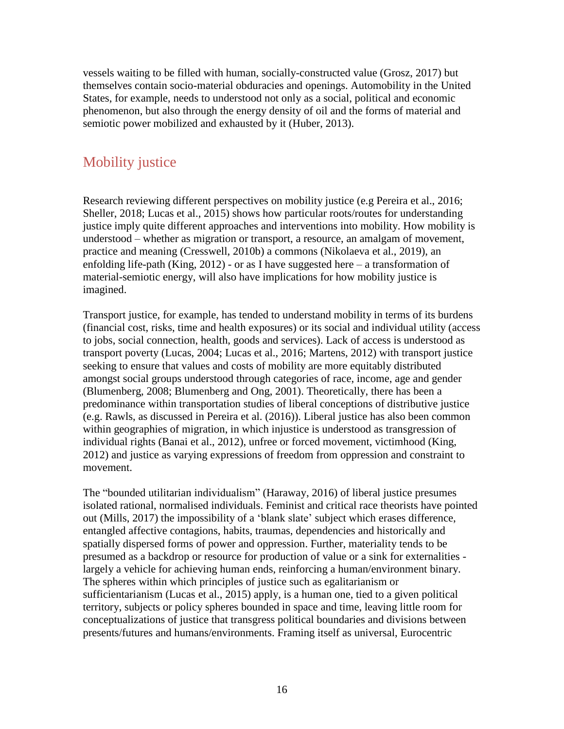vessels waiting to be filled with human, socially-constructed value (Grosz, 2017) but themselves contain socio-material obduracies and openings. Automobility in the United States, for example, needs to understood not only as a social, political and economic phenomenon, but also through the energy density of oil and the forms of material and semiotic power mobilized and exhausted by it (Huber, 2013).

## Mobility justice

Research reviewing different perspectives on mobility justice (e.g Pereira et al., 2016; Sheller, 2018; Lucas et al., 2015) shows how particular roots/routes for understanding justice imply quite different approaches and interventions into mobility. How mobility is understood – whether as migration or transport, a resource, an amalgam of movement, practice and meaning (Cresswell, 2010b) a commons (Nikolaeva et al., 2019), an enfolding life-path (King, 2012) - or as I have suggested here – a transformation of material-semiotic energy, will also have implications for how mobility justice is imagined.

Transport justice, for example, has tended to understand mobility in terms of its burdens (financial cost, risks, time and health exposures) or its social and individual utility (access to jobs, social connection, health, goods and services). Lack of access is understood as transport poverty (Lucas, 2004; Lucas et al., 2016; Martens, 2012) with transport justice seeking to ensure that values and costs of mobility are more equitably distributed amongst social groups understood through categories of race, income, age and gender (Blumenberg, 2008; Blumenberg and Ong, 2001). Theoretically, there has been a predominance within transportation studies of liberal conceptions of distributive justice (e.g. Rawls, as discussed in Pereira et al. (2016)). Liberal justice has also been common within geographies of migration, in which injustice is understood as transgression of individual rights (Banai et al., 2012), unfree or forced movement, victimhood (King, 2012) and justice as varying expressions of freedom from oppression and constraint to movement.

The "bounded utilitarian individualism" (Haraway, 2016) of liberal justice presumes isolated rational, normalised individuals. Feminist and critical race theorists have pointed out (Mills, 2017) the impossibility of a 'blank slate' subject which erases difference, entangled affective contagions, habits, traumas, dependencies and historically and spatially dispersed forms of power and oppression. Further, materiality tends to be presumed as a backdrop or resource for production of value or a sink for externalities - largely a vehicle for achieving human ends, reinforcing a human/environment binary. The spheres within which principles of justice such as egalitarianism or sufficientarianism (Lucas et al., 2015) apply, is a human one, tied to a given political territory, subjects or policy spheres bounded in space and time, leaving little room for conceptualizations of justice that transgress political boundaries and divisions between presents/futures and humans/environments. Framing itself as universal, Eurocentric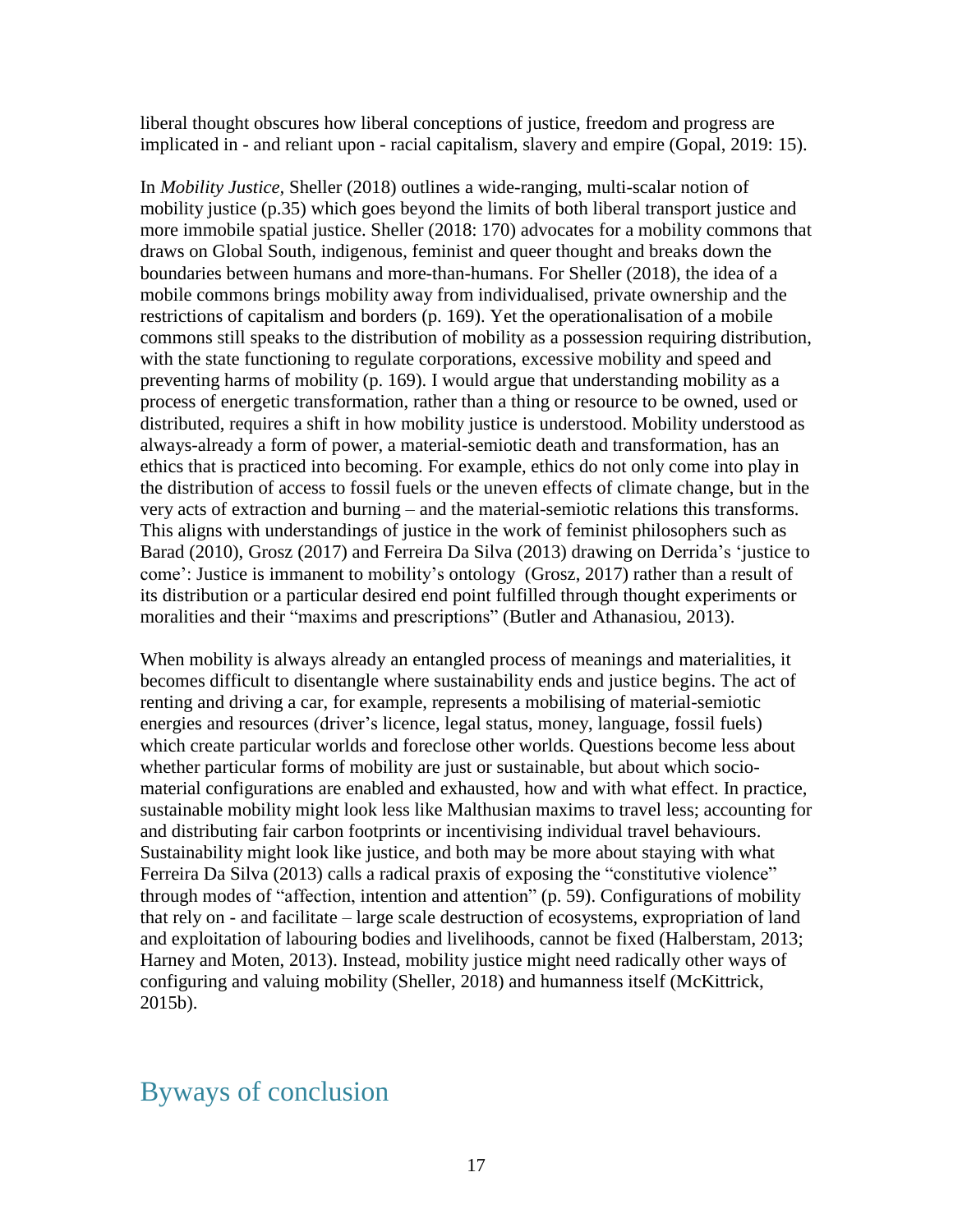liberal thought obscures how liberal conceptions of justice, freedom and progress are implicated in - and reliant upon - racial capitalism, slavery and empire (Gopal, 2019: 15).

In *Mobility Justice*, Sheller (2018) outlines a wide-ranging, multi-scalar notion of mobility justice (p.35) which goes beyond the limits of both liberal transport justice and more immobile spatial justice. Sheller (2018: 170) advocates for a mobility commons that draws on Global South, indigenous, feminist and queer thought and breaks down the boundaries between humans and more-than-humans. For Sheller (2018), the idea of a mobile commons brings mobility away from individualised, private ownership and the restrictions of capitalism and borders (p. 169). Yet the operationalisation of a mobile commons still speaks to the distribution of mobility as a possession requiring distribution, with the state functioning to regulate corporations, excessive mobility and speed and preventing harms of mobility (p. 169). I would argue that understanding mobility as a process of energetic transformation, rather than a thing or resource to be owned, used or distributed, requires a shift in how mobility justice is understood. Mobility understood as always-already a form of power, a material-semiotic death and transformation, has an ethics that is practiced into becoming. For example, ethics do not only come into play in the distribution of access to fossil fuels or the uneven effects of climate change, but in the very acts of extraction and burning – and the material-semiotic relations this transforms. This aligns with understandings of justice in the work of feminist philosophers such as Barad (2010), Grosz (2017) and Ferreira Da Silva (2013) drawing on Derrida's 'justice to come': Justice is immanent to mobility's ontology (Grosz, 2017) rather than a result of its distribution or a particular desired end point fulfilled through thought experiments or moralities and their "maxims and prescriptions" (Butler and Athanasiou, 2013).

When mobility is always already an entangled process of meanings and materialities, it becomes difficult to disentangle where sustainability ends and justice begins. The act of renting and driving a car, for example, represents a mobilising of material-semiotic energies and resources (driver's licence, legal status, money, language, fossil fuels) which create particular worlds and foreclose other worlds. Questions become less about whether particular forms of mobility are just or sustainable, but about which socio-material configurations are enabled and exhausted, how and with what effect. In practice, sustainable mobility might look less like Malthusian maxims to travel less; accounting for and distributing fair carbon footprints or incentivising individual travel behaviours. Sustainability might look like justice, and both may be more about staying with what Ferreira Da Silva (2013) calls a radical praxis of exposing the "constitutive violence" through modes of "affection, intention and attention" (p. 59). Configurations of mobility that rely on - and facilitate – large scale destruction of ecosystems, expropriation of land and exploitation of labouring bodies and livelihoods, cannot be fixed (Halberstam, 2013; Harney and Moten, 2013). Instead, mobility justice might need radically other ways of configuring and valuing mobility (Sheller, 2018) and humanness itself (McKittrick, 2015b).

## Byways of conclusion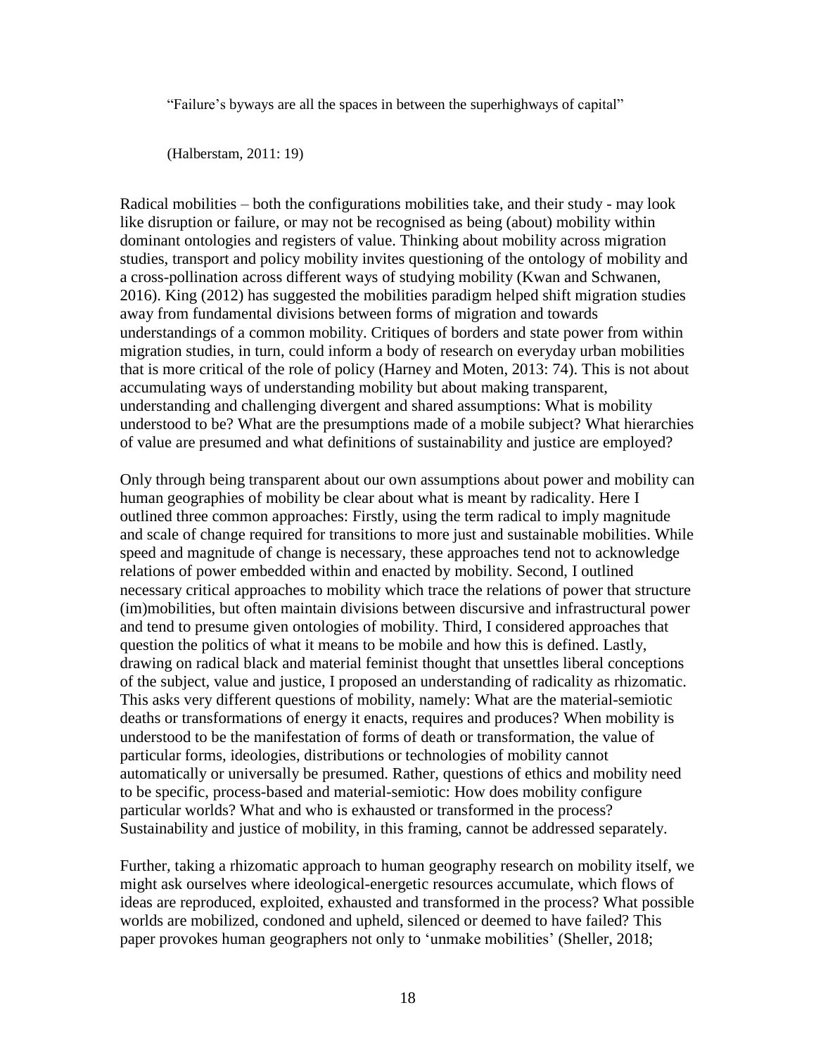> "Failure's byways are all the spaces in between the superhighways of capital"
>
> (Halberstam, 2011: 19)

Radical mobilities – both the configurations mobilities take, and their study - may look like disruption or failure, or may not be recognised as being (about) mobility within dominant ontologies and registers of value. Thinking about mobility across migration studies, transport and policy mobility invites questioning of the ontology of mobility and a cross-pollination across different ways of studying mobility (Kwan and Schwanen, 2016). King (2012) has suggested the mobilities paradigm helped shift migration studies away from fundamental divisions between forms of migration and towards understandings of a common mobility. Critiques of borders and state power from within migration studies, in turn, could inform a body of research on everyday urban mobilities that is more critical of the role of policy (Harney and Moten, 2013: 74). This is not about accumulating ways of understanding mobility but about making transparent, understanding and challenging divergent and shared assumptions: What is mobility understood to be? What are the presumptions made of a mobile subject? What hierarchies of value are presumed and what definitions of sustainability and justice are employed?

Only through being transparent about our own assumptions about power and mobility can human geographies of mobility be clear about what is meant by radicality. Here I outlined three common approaches: Firstly, using the term radical to imply magnitude and scale of change required for transitions to more just and sustainable mobilities. While speed and magnitude of change is necessary, these approaches tend not to acknowledge relations of power embedded within and enacted by mobility. Second, I outlined necessary critical approaches to mobility which trace the relations of power that structure (im)mobilities, but often maintain divisions between discursive and infrastructural power and tend to presume given ontologies of mobility. Third, I considered approaches that question the politics of what it means to be mobile and how this is defined. Lastly, drawing on radical black and material feminist thought that unsettles liberal conceptions of the subject, value and justice, I proposed an understanding of radicality as rhizomatic. This asks very different questions of mobility, namely: What are the material-semiotic deaths or transformations of energy it enacts, requires and produces? When mobility is understood to be the manifestation of forms of death or transformation, the value of particular forms, ideologies, distributions or technologies of mobility cannot automatically or universally be presumed. Rather, questions of ethics and mobility need to be specific, process-based and material-semiotic: How does mobility configure particular worlds? What and who is exhausted or transformed in the process? Sustainability and justice of mobility, in this framing, cannot be addressed separately.

Further, taking a rhizomatic approach to human geography research on mobility itself, we might ask ourselves where ideological-energetic resources accumulate, which flows of ideas are reproduced, exploited, exhausted and transformed in the process? What possible worlds are mobilized, condoned and upheld, silenced or deemed to have failed? This paper provokes human geographers not only to 'unmake mobilities' (Sheller, 2018;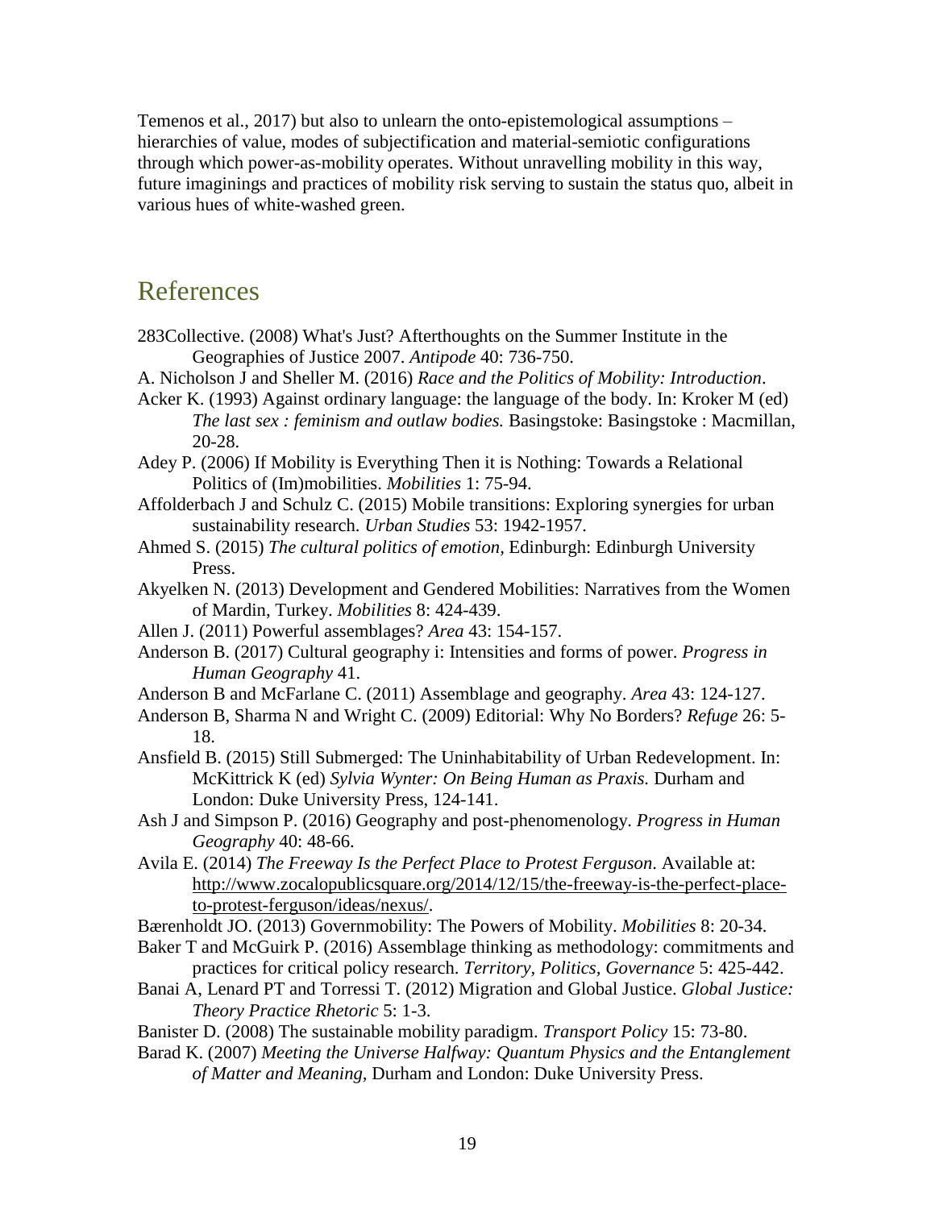Temenos et al., 2017) but also to unlearn the onto-epistemological assumptions – hierarchies of value, modes of subjectification and material-semiotic configurations through which power-as-mobility operates. Without unravelling mobility in this way, future imaginings and practices of mobility risk serving to sustain the status quo, albeit in various hues of white-washed green.

# References

283Collective. (2008) What's Just? Afterthoughts on the Summer Institute in the Geographies of Justice 2007. *Antipode* 40: 736-750.

A. Nicholson J and Sheller M. (2016) *Race and the Politics of Mobility: Introduction*.

Acker K. (1993) Against ordinary language: the language of the body. In: Kroker M (ed) *The last sex : feminism and outlaw bodies.* Basingstoke: Basingstoke : Macmillan, 20-28.

Adey P. (2006) If Mobility is Everything Then it is Nothing: Towards a Relational Politics of (Im)mobilities. *Mobilities* 1: 75-94.

Affolderbach J and Schulz C. (2015) Mobile transitions: Exploring synergies for urban sustainability research. *Urban Studies* 53: 1942-1957.

Ahmed S. (2015) *The cultural politics of emotion,* Edinburgh: Edinburgh University Press.

Akyelken N. (2013) Development and Gendered Mobilities: Narratives from the Women of Mardin, Turkey. *Mobilities* 8: 424-439.

Allen J. (2011) Powerful assemblages? *Area* 43: 154-157.

Anderson B. (2017) Cultural geography i: Intensities and forms of power. *Progress in Human Geography* 41.

Anderson B and McFarlane C. (2011) Assemblage and geography. *Area* 43: 124-127.

Anderson B, Sharma N and Wright C. (2009) Editorial: Why No Borders? *Refuge* 26: 5-18.

Ansfield B. (2015) Still Submerged: The Uninhabitability of Urban Redevelopment. In: McKittrick K (ed) *Sylvia Wynter: On Being Human as Praxis.* Durham and London: Duke University Press, 124-141.

Ash J and Simpson P. (2016) Geography and post-phenomenology. *Progress in Human Geography* 40: 48-66.

Avila E. (2014) *The Freeway Is the Perfect Place to Protest Ferguson*. Available at: http://www.zocalopublicsquare.org/2014/12/15/the-freeway-is-the-perfect-place-to-protest-ferguson/ideas/nexus/.

Bærenholdt JO. (2013) Governmobility: The Powers of Mobility. *Mobilities* 8: 20-34.

Baker T and McGuirk P. (2016) Assemblage thinking as methodology: commitments and practices for critical policy research. *Territory, Politics, Governance* 5: 425-442.

Banai A, Lenard PT and Torressi T. (2012) Migration and Global Justice. *Global Justice: Theory Practice Rhetoric* 5: 1-3.

Banister D. (2008) The sustainable mobility paradigm. *Transport Policy* 15: 73-80.

Barad K. (2007) *Meeting the Universe Halfway: Quantum Physics and the Entanglement of Matter and Meaning,* Durham and London: Duke University Press.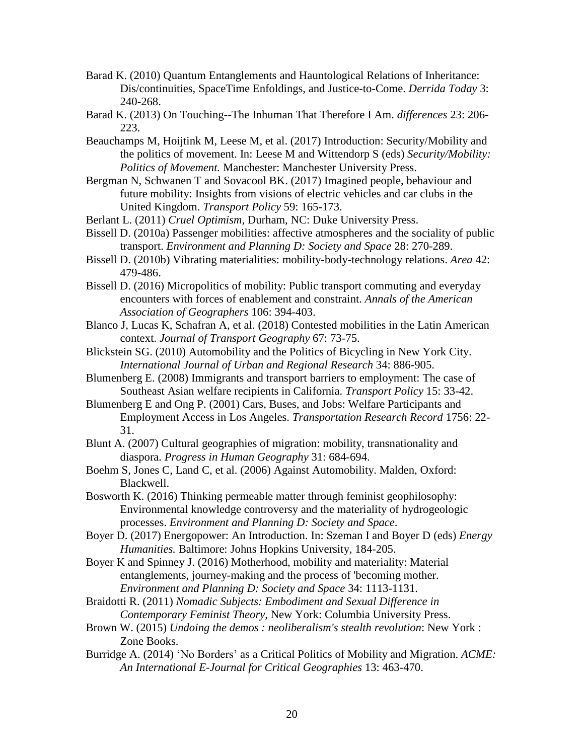Barad K. (2010) Quantum Entanglements and Hauntological Relations of Inheritance: Dis/continuities, SpaceTime Enfoldings, and Justice-to-Come. *Derrida Today* 3: 240-268.

Barad K. (2013) On Touching--The Inhuman That Therefore I Am. *differences* 23: 206-223.

Beauchamps M, Hoijtink M, Leese M, et al. (2017) Introduction: Security/Mobility and the politics of movement. In: Leese M and Wittendorp S (eds) *Security/Mobility: Politics of Movement.* Manchester: Manchester University Press.

Bergman N, Schwanen T and Sovacool BK. (2017) Imagined people, behaviour and future mobility: Insights from visions of electric vehicles and car clubs in the United Kingdom. *Transport Policy* 59: 165-173.

Berlant L. (2011) *Cruel Optimism,* Durham, NC: Duke University Press.

Bissell D. (2010a) Passenger mobilities: affective atmospheres and the sociality of public transport. *Environment and Planning D: Society and Space* 28: 270-289.

Bissell D. (2010b) Vibrating materialities: mobility-body-technology relations. *Area* 42: 479-486.

Bissell D. (2016) Micropolitics of mobility: Public transport commuting and everyday encounters with forces of enablement and constraint. *Annals of the American Association of Geographers* 106: 394-403.

Blanco J, Lucas K, Schafran A, et al. (2018) Contested mobilities in the Latin American context. *Journal of Transport Geography* 67: 73-75.

Blickstein SG. (2010) Automobility and the Politics of Bicycling in New York City. *International Journal of Urban and Regional Research* 34: 886-905.

Blumenberg E. (2008) Immigrants and transport barriers to employment: The case of Southeast Asian welfare recipients in California. *Transport Policy* 15: 33-42.

Blumenberg E and Ong P. (2001) Cars, Buses, and Jobs: Welfare Participants and Employment Access in Los Angeles. *Transportation Research Record* 1756: 22-31.

Blunt A. (2007) Cultural geographies of migration: mobility, transnationality and diaspora. *Progress in Human Geography* 31: 684-694.

Boehm S, Jones C, Land C, et al. (2006) Against Automobility. Malden, Oxford: Blackwell.

Bosworth K. (2016) Thinking permeable matter through feminist geophilosophy: Environmental knowledge controversy and the materiality of hydrogeologic processes. *Environment and Planning D: Society and Space*.

Boyer D. (2017) Energopower: An Introduction. In: Szeman I and Boyer D (eds) *Energy Humanities.* Baltimore: Johns Hopkins University, 184-205.

Boyer K and Spinney J. (2016) Motherhood, mobility and materiality: Material entanglements, journey-making and the process of 'becoming mother. *Environment and Planning D: Society and Space* 34: 1113-1131.

Braidotti R. (2011) *Nomadic Subjects: Embodiment and Sexual Difference in Contemporary Feminist Theory,* New York: Columbia University Press.

Brown W. (2015) *Undoing the demos : neoliberalism's stealth revolution*: New York : Zone Books.

Burridge A. (2014) 'No Borders' as a Critical Politics of Mobility and Migration. *ACME: An International E-Journal for Critical Geographies* 13: 463-470.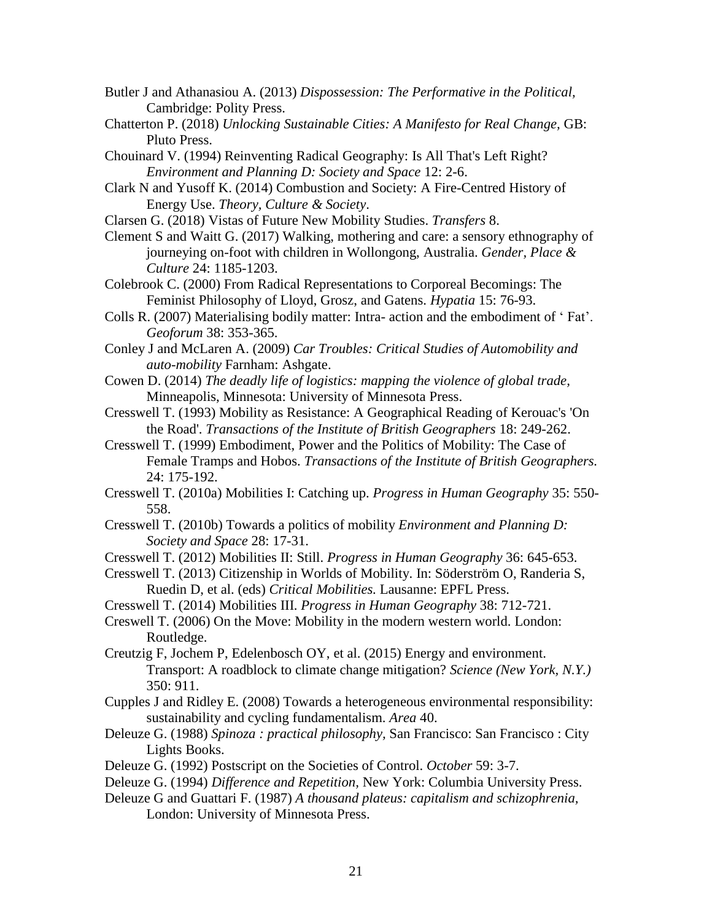Butler J and Athanasiou A. (2013) *Dispossession: The Performative in the Political,* Cambridge: Polity Press.

Chatterton P. (2018) *Unlocking Sustainable Cities: A Manifesto for Real Change,* GB: Pluto Press.

Chouinard V. (1994) Reinventing Radical Geography: Is All That's Left Right? *Environment and Planning D: Society and Space* 12: 2-6.

Clark N and Yusoff K. (2014) Combustion and Society: A Fire-Centred History of Energy Use. *Theory, Culture & Society*.

Clarsen G. (2018) Vistas of Future New Mobility Studies. *Transfers* 8.

Clement S and Waitt G. (2017) Walking, mothering and care: a sensory ethnography of journeying on-foot with children in Wollongong, Australia. *Gender, Place & Culture* 24: 1185-1203.

Colebrook C. (2000) From Radical Representations to Corporeal Becomings: The Feminist Philosophy of Lloyd, Grosz, and Gatens. *Hypatia* 15: 76-93.

Colls R. (2007) Materialising bodily matter: Intra- action and the embodiment of ' Fat'. *Geoforum* 38: 353-365.

Conley J and McLaren A. (2009) *Car Troubles: Critical Studies of Automobility and auto-mobility* Farnham: Ashgate.

Cowen D. (2014) *The deadly life of logistics: mapping the violence of global trade,* Minneapolis, Minnesota: University of Minnesota Press.

Cresswell T. (1993) Mobility as Resistance: A Geographical Reading of Kerouac's 'On the Road'. *Transactions of the Institute of British Geographers* 18: 249-262.

Cresswell T. (1999) Embodiment, Power and the Politics of Mobility: The Case of Female Tramps and Hobos. *Transactions of the Institute of British Geographers.* 24: 175-192.

Cresswell T. (2010a) Mobilities I: Catching up. *Progress in Human Geography* 35: 550-558.

Cresswell T. (2010b) Towards a politics of mobility *Environment and Planning D: Society and Space* 28: 17-31.

Cresswell T. (2012) Mobilities II: Still. *Progress in Human Geography* 36: 645-653.

Cresswell T. (2013) Citizenship in Worlds of Mobility. In: Söderström O, Randeria S, Ruedin D, et al. (eds) *Critical Mobilities.* Lausanne: EPFL Press.

Cresswell T. (2014) Mobilities III. *Progress in Human Geography* 38: 712-721.

Creswell T. (2006) On the Move: Mobility in the modern western world. London: Routledge.

Creutzig F, Jochem P, Edelenbosch OY, et al. (2015) Energy and environment. Transport: A roadblock to climate change mitigation? *Science (New York, N.Y.)* 350: 911.

Cupples J and Ridley E. (2008) Towards a heterogeneous environmental responsibility: sustainability and cycling fundamentalism. *Area* 40.

Deleuze G. (1988) *Spinoza : practical philosophy,* San Francisco: San Francisco : City Lights Books.

Deleuze G. (1992) Postscript on the Societies of Control. *October* 59: 3-7.

Deleuze G. (1994) *Difference and Repetition,* New York: Columbia University Press.

Deleuze G and Guattari F. (1987) *A thousand plateus: capitalism and schizophrenia,* London: University of Minnesota Press.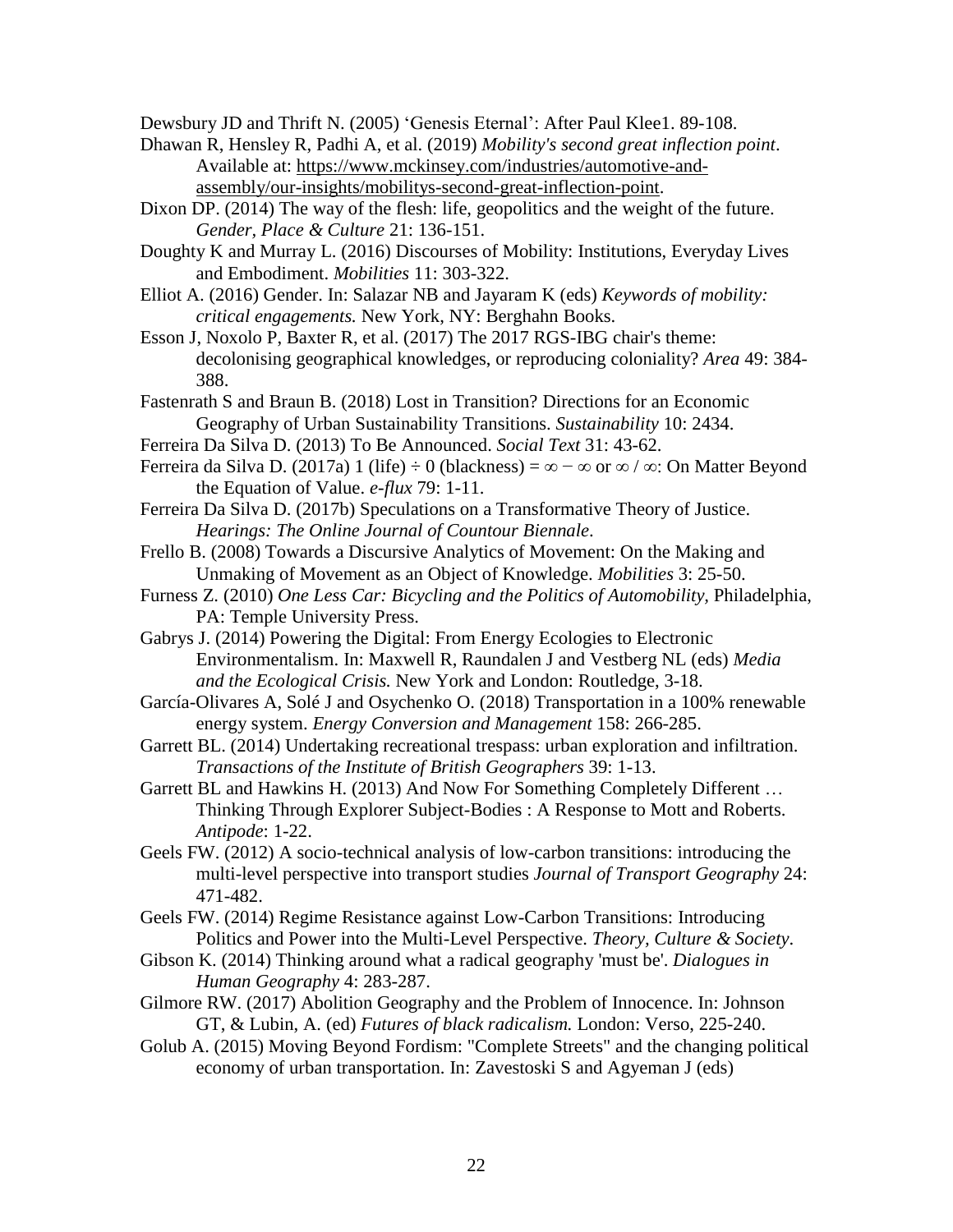Dewsbury JD and Thrift N. (2005) 'Genesis Eternal': After Paul Klee1. 89-108.

Dhawan R, Hensley R, Padhi A, et al. (2019) *Mobility's second great inflection point*. Available at: https://www.mckinsey.com/industries/automotive-and-assembly/our-insights/mobilitys-second-great-inflection-point.

Dixon DP. (2014) The way of the flesh: life, geopolitics and the weight of the future. *Gender, Place & Culture* 21: 136-151.

Doughty K and Murray L. (2016) Discourses of Mobility: Institutions, Everyday Lives and Embodiment. *Mobilities* 11: 303-322.

Elliot A. (2016) Gender. In: Salazar NB and Jayaram K (eds) *Keywords of mobility: critical engagements.* New York, NY: Berghahn Books.

Esson J, Noxolo P, Baxter R, et al. (2017) The 2017 RGS-IBG chair's theme: decolonising geographical knowledges, or reproducing coloniality? *Area* 49: 384-388.

Fastenrath S and Braun B. (2018) Lost in Transition? Directions for an Economic Geography of Urban Sustainability Transitions. *Sustainability* 10: 2434.

Ferreira Da Silva D. (2013) To Be Announced. *Social Text* 31: 43-62.

Ferreira da Silva D. (2017a) 1 (life) ÷ 0 (blackness) = ∞ − ∞ or ∞ / ∞: On Matter Beyond the Equation of Value. *e-flux* 79: 1-11.

Ferreira Da Silva D. (2017b) Speculations on a Transformative Theory of Justice. *Hearings: The Online Journal of Countour Biennale*.

Frello B. (2008) Towards a Discursive Analytics of Movement: On the Making and Unmaking of Movement as an Object of Knowledge. *Mobilities* 3: 25-50.

Furness Z. (2010) *One Less Car: Bicycling and the Politics of Automobility,* Philadelphia, PA: Temple University Press.

Gabrys J. (2014) Powering the Digital: From Energy Ecologies to Electronic Environmentalism. In: Maxwell R, Raundalen J and Vestberg NL (eds) *Media and the Ecological Crisis.* New York and London: Routledge, 3-18.

García-Olivares A, Solé J and Osychenko O. (2018) Transportation in a 100% renewable energy system. *Energy Conversion and Management* 158: 266-285.

Garrett BL. (2014) Undertaking recreational trespass: urban exploration and infiltration. *Transactions of the Institute of British Geographers* 39: 1-13.

Garrett BL and Hawkins H. (2013) And Now For Something Completely Different … Thinking Through Explorer Subject-Bodies : A Response to Mott and Roberts. *Antipode*: 1-22.

Geels FW. (2012) A socio-technical analysis of low-carbon transitions: introducing the multi-level perspective into transport studies *Journal of Transport Geography* 24: 471-482.

Geels FW. (2014) Regime Resistance against Low-Carbon Transitions: Introducing Politics and Power into the Multi-Level Perspective. *Theory, Culture & Society*.

Gibson K. (2014) Thinking around what a radical geography 'must be'. *Dialogues in Human Geography* 4: 283-287.

Gilmore RW. (2017) Abolition Geography and the Problem of Innocence. In: Johnson GT, & Lubin, A. (ed) *Futures of black radicalism.* London: Verso, 225-240.

Golub A. (2015) Moving Beyond Fordism: "Complete Streets" and the changing political economy of urban transportation. In: Zavestoski S and Agyeman J (eds)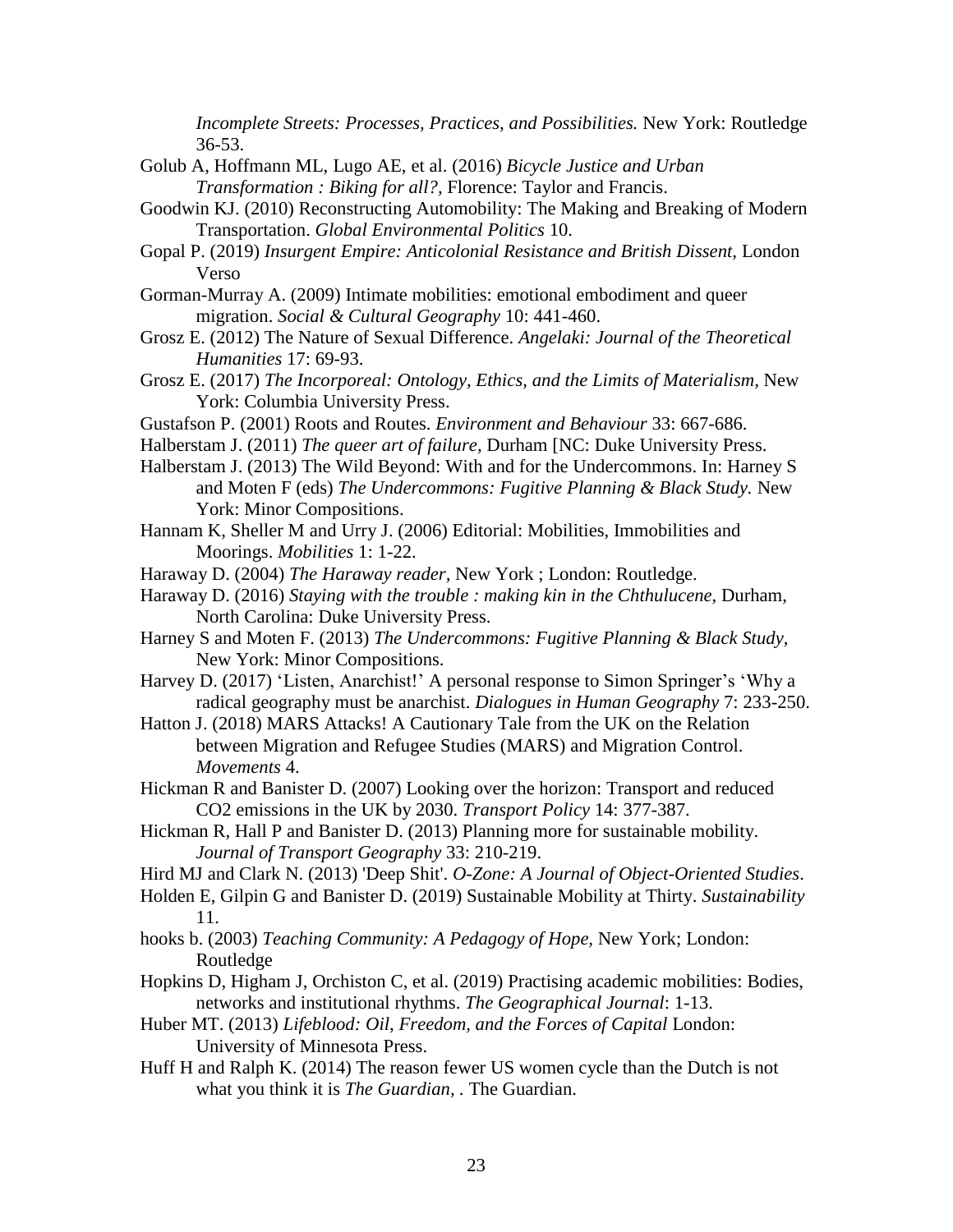*Incomplete Streets: Processes, Practices, and Possibilities.* New York: Routledge 36-53.

Golub A, Hoffmann ML, Lugo AE, et al. (2016) *Bicycle Justice and Urban Transformation : Biking for all?,* Florence: Taylor and Francis.

Goodwin KJ. (2010) Reconstructing Automobility: The Making and Breaking of Modern Transportation. *Global Environmental Politics* 10.

Gopal P. (2019) *Insurgent Empire: Anticolonial Resistance and British Dissent,* London Verso

Gorman-Murray A. (2009) Intimate mobilities: emotional embodiment and queer migration. *Social & Cultural Geography* 10: 441-460.

Grosz E. (2012) The Nature of Sexual Difference. *Angelaki: Journal of the Theoretical Humanities* 17: 69-93.

Grosz E. (2017) *The Incorporeal: Ontology, Ethics, and the Limits of Materialism,* New York: Columbia University Press.

Gustafson P. (2001) Roots and Routes. *Environment and Behaviour* 33: 667-686.

Halberstam J. (2011) *The queer art of failure,* Durham [NC: Duke University Press.

Halberstam J. (2013) The Wild Beyond: With and for the Undercommons. In: Harney S and Moten F (eds) *The Undercommons: Fugitive Planning & Black Study.* New York: Minor Compositions.

Hannam K, Sheller M and Urry J. (2006) Editorial: Mobilities, Immobilities and Moorings. *Mobilities* 1: 1-22.

Haraway D. (2004) *The Haraway reader,* New York ; London: Routledge.

Haraway D. (2016) *Staying with the trouble : making kin in the Chthulucene,* Durham, North Carolina: Duke University Press.

Harney S and Moten F. (2013) *The Undercommons: Fugitive Planning & Black Study,* New York: Minor Compositions.

Harvey D. (2017) 'Listen, Anarchist!' A personal response to Simon Springer's 'Why a radical geography must be anarchist. *Dialogues in Human Geography* 7: 233-250.

Hatton J. (2018) MARS Attacks! A Cautionary Tale from the UK on the Relation between Migration and Refugee Studies (MARS) and Migration Control. *Movements* 4.

Hickman R and Banister D. (2007) Looking over the horizon: Transport and reduced CO2 emissions in the UK by 2030. *Transport Policy* 14: 377-387.

Hickman R, Hall P and Banister D. (2013) Planning more for sustainable mobility. *Journal of Transport Geography* 33: 210-219.

Hird MJ and Clark N. (2013) 'Deep Shit'. *O-Zone: A Journal of Object-Oriented Studies*.

Holden E, Gilpin G and Banister D. (2019) Sustainable Mobility at Thirty. *Sustainability* 11.

hooks b. (2003) *Teaching Community: A Pedagogy of Hope,* New York; London: Routledge

Hopkins D, Higham J, Orchiston C, et al. (2019) Practising academic mobilities: Bodies, networks and institutional rhythms. *The Geographical Journal*: 1-13.

Huber MT. (2013) *Lifeblood: Oil, Freedom, and the Forces of Capital* London: University of Minnesota Press.

Huff H and Ralph K. (2014) The reason fewer US women cycle than the Dutch is not what you think it is *The Guardian,* . The Guardian.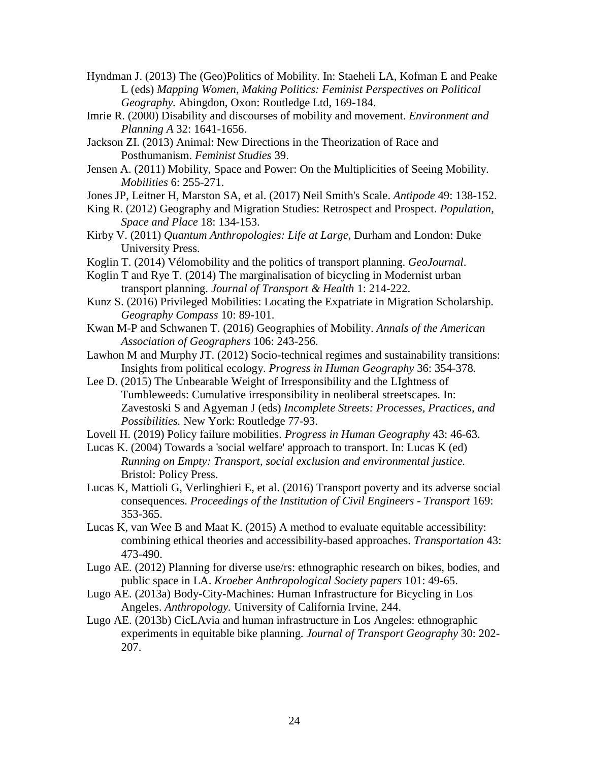Hyndman J. (2013) The (Geo)Politics of Mobility. In: Staeheli LA, Kofman E and Peake L (eds) *Mapping Women, Making Politics: Feminist Perspectives on Political Geography.* Abingdon, Oxon: Routledge Ltd, 169-184.

Imrie R. (2000) Disability and discourses of mobility and movement. *Environment and Planning A* 32: 1641-1656.

Jackson ZI. (2013) Animal: New Directions in the Theorization of Race and Posthumanism. *Feminist Studies* 39.

Jensen A. (2011) Mobility, Space and Power: On the Multiplicities of Seeing Mobility. *Mobilities* 6: 255-271.

Jones JP, Leitner H, Marston SA, et al. (2017) Neil Smith's Scale. *Antipode* 49: 138-152.

King R. (2012) Geography and Migration Studies: Retrospect and Prospect. *Population, Space and Place* 18: 134-153.

Kirby V. (2011) *Quantum Anthropologies: Life at Large*, Durham and London: Duke University Press.

Koglin T. (2014) Vélomobility and the politics of transport planning. *GeoJournal*.

Koglin T and Rye T. (2014) The marginalisation of bicycling in Modernist urban transport planning. *Journal of Transport & Health* 1: 214-222.

Kunz S. (2016) Privileged Mobilities: Locating the Expatriate in Migration Scholarship. *Geography Compass* 10: 89-101.

Kwan M-P and Schwanen T. (2016) Geographies of Mobility. *Annals of the American Association of Geographers* 106: 243-256.

Lawhon M and Murphy JT. (2012) Socio-technical regimes and sustainability transitions: Insights from political ecology. *Progress in Human Geography* 36: 354-378.

Lee D. (2015) The Unbearable Weight of Irresponsibility and the LIghtness of Tumbleweeds: Cumulative irresponsibility in neoliberal streetscapes. In: Zavestoski S and Agyeman J (eds) *Incomplete Streets: Processes, Practices, and Possibilities.* New York: Routledge 77-93.

Lovell H. (2019) Policy failure mobilities. *Progress in Human Geography* 43: 46-63.

Lucas K. (2004) Towards a 'social welfare' approach to transport. In: Lucas K (ed) *Running on Empty: Transport, social exclusion and environmental justice.* Bristol: Policy Press.

Lucas K, Mattioli G, Verlinghieri E, et al. (2016) Transport poverty and its adverse social consequences. *Proceedings of the Institution of Civil Engineers - Transport* 169: 353-365.

Lucas K, van Wee B and Maat K. (2015) A method to evaluate equitable accessibility: combining ethical theories and accessibility-based approaches. *Transportation* 43: 473-490.

Lugo AE. (2012) Planning for diverse use/rs: ethnographic research on bikes, bodies, and public space in LA. *Kroeber Anthropological Society papers* 101: 49-65.

Lugo AE. (2013a) Body-City-Machines: Human Infrastructure for Bicycling in Los Angeles. *Anthropology.* University of California Irvine, 244.

Lugo AE. (2013b) CicLAvia and human infrastructure in Los Angeles: ethnographic experiments in equitable bike planning. *Journal of Transport Geography* 30: 202-207.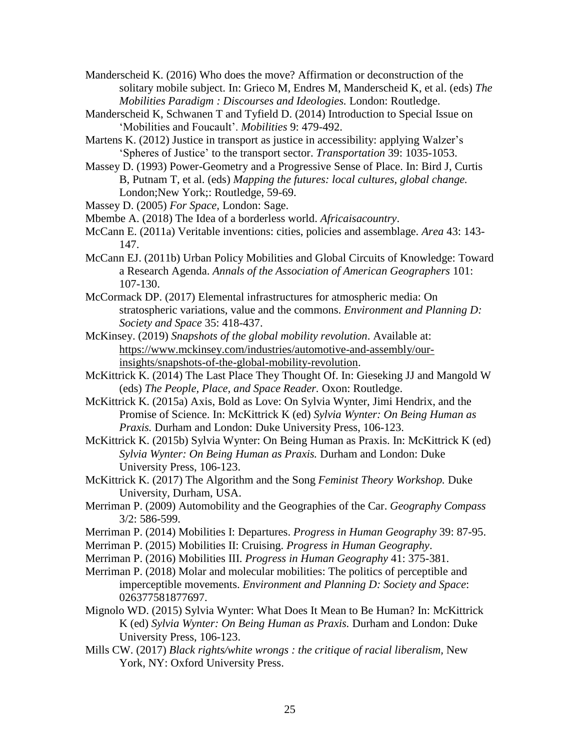Manderscheid K. (2016) Who does the move? Affirmation or deconstruction of the solitary mobile subject. In: Grieco M, Endres M, Manderscheid K, et al. (eds) *The Mobilities Paradigm : Discourses and Ideologies.* London: Routledge.

Manderscheid K, Schwanen T and Tyfield D. (2014) Introduction to Special Issue on 'Mobilities and Foucault'. *Mobilities* 9: 479-492.

Martens K. (2012) Justice in transport as justice in accessibility: applying Walzer's 'Spheres of Justice' to the transport sector. *Transportation* 39: 1035-1053.

Massey D. (1993) Power-Geometry and a Progressive Sense of Place. In: Bird J, Curtis B, Putnam T, et al. (eds) *Mapping the futures: local cultures, global change.* London;New York;: Routledge, 59-69.

Massey D. (2005) *For Space,* London: Sage.

Mbembe A. (2018) The Idea of a borderless world. *Africaisacountry*.

McCann E. (2011a) Veritable inventions: cities, policies and assemblage. *Area* 43: 143-147.

McCann EJ. (2011b) Urban Policy Mobilities and Global Circuits of Knowledge: Toward a Research Agenda. *Annals of the Association of American Geographers* 101: 107-130.

McCormack DP. (2017) Elemental infrastructures for atmospheric media: On stratospheric variations, value and the commons. *Environment and Planning D: Society and Space* 35: 418-437.

McKinsey. (2019) *Snapshots of the global mobility revolution*. Available at: https://www.mckinsey.com/industries/automotive-and-assembly/our-insights/snapshots-of-the-global-mobility-revolution.

McKittrick K. (2014) The Last Place They Thought Of. In: Gieseking JJ and Mangold W (eds) *The People, Place, and Space Reader.* Oxon: Routledge.

McKittrick K. (2015a) Axis, Bold as Love: On Sylvia Wynter, Jimi Hendrix, and the Promise of Science. In: McKittrick K (ed) *Sylvia Wynter: On Being Human as Praxis.* Durham and London: Duke University Press, 106-123.

McKittrick K. (2015b) Sylvia Wynter: On Being Human as Praxis. In: McKittrick K (ed) *Sylvia Wynter: On Being Human as Praxis.* Durham and London: Duke University Press, 106-123.

McKittrick K. (2017) The Algorithm and the Song *Feminist Theory Workshop.* Duke University, Durham, USA.

Merriman P. (2009) Automobility and the Geographies of the Car. *Geography Compass* 3/2: 586-599.

Merriman P. (2014) Mobilities I: Departures. *Progress in Human Geography* 39: 87-95.

Merriman P. (2015) Mobilities II: Cruising. *Progress in Human Geography*.

Merriman P. (2016) Mobilities III. *Progress in Human Geography* 41: 375-381.

Merriman P. (2018) Molar and molecular mobilities: The politics of perceptible and imperceptible movements. *Environment and Planning D: Society and Space*: 026377581877697.

Mignolo WD. (2015) Sylvia Wynter: What Does It Mean to Be Human? In: McKittrick K (ed) *Sylvia Wynter: On Being Human as Praxis.* Durham and London: Duke University Press, 106-123.

Mills CW. (2017) *Black rights/white wrongs : the critique of racial liberalism,* New York, NY: Oxford University Press.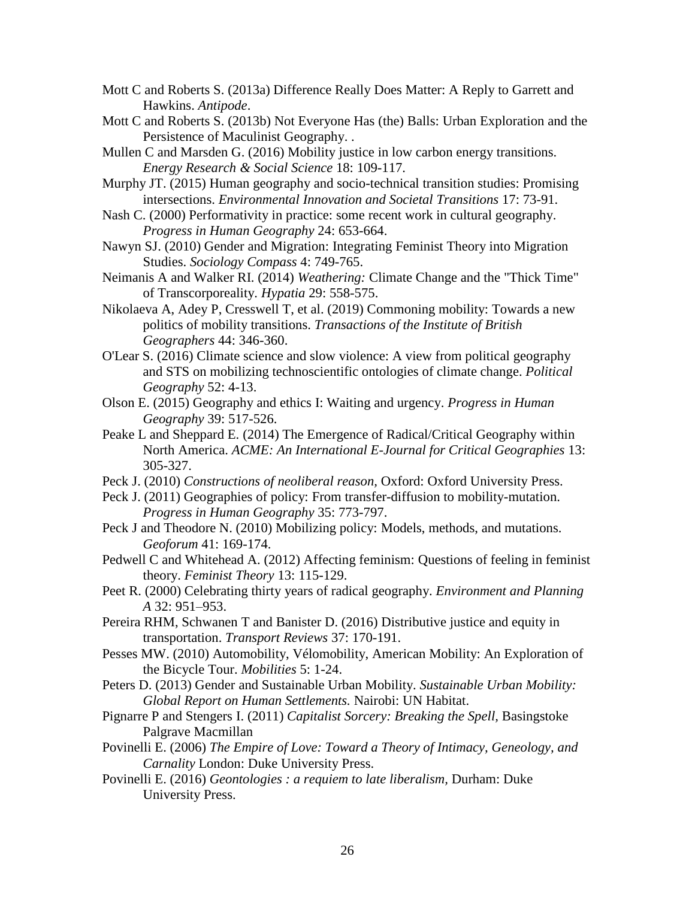Mott C and Roberts S. (2013a) Difference Really Does Matter: A Reply to Garrett and Hawkins. *Antipode*.

Mott C and Roberts S. (2013b) Not Everyone Has (the) Balls: Urban Exploration and the Persistence of Maculinist Geography. .

Mullen C and Marsden G. (2016) Mobility justice in low carbon energy transitions. *Energy Research & Social Science* 18: 109-117.

Murphy JT. (2015) Human geography and socio-technical transition studies: Promising intersections. *Environmental Innovation and Societal Transitions* 17: 73-91.

Nash C. (2000) Performativity in practice: some recent work in cultural geography. *Progress in Human Geography* 24: 653-664.

Nawyn SJ. (2010) Gender and Migration: Integrating Feminist Theory into Migration Studies. *Sociology Compass* 4: 749-765.

Neimanis A and Walker RI. (2014) *Weathering:* Climate Change and the "Thick Time" of Transcorporeality. *Hypatia* 29: 558-575.

Nikolaeva A, Adey P, Cresswell T, et al. (2019) Commoning mobility: Towards a new politics of mobility transitions. *Transactions of the Institute of British Geographers* 44: 346-360.

O'Lear S. (2016) Climate science and slow violence: A view from political geography and STS on mobilizing technoscientific ontologies of climate change. *Political Geography* 52: 4-13.

Olson E. (2015) Geography and ethics I: Waiting and urgency. *Progress in Human Geography* 39: 517-526.

Peake L and Sheppard E. (2014) The Emergence of Radical/Critical Geography within North America. *ACME: An International E-Journal for Critical Geographies* 13: 305-327.

Peck J. (2010) *Constructions of neoliberal reason,* Oxford: Oxford University Press.

Peck J. (2011) Geographies of policy: From transfer-diffusion to mobility-mutation. *Progress in Human Geography* 35: 773-797.

Peck J and Theodore N. (2010) Mobilizing policy: Models, methods, and mutations. *Geoforum* 41: 169-174.

Pedwell C and Whitehead A. (2012) Affecting feminism: Questions of feeling in feminist theory. *Feminist Theory* 13: 115-129.

Peet R. (2000) Celebrating thirty years of radical geography. *Environment and Planning A* 32: 951–953.

Pereira RHM, Schwanen T and Banister D. (2016) Distributive justice and equity in transportation. *Transport Reviews* 37: 170-191.

Pesses MW. (2010) Automobility, Vélomobility, American Mobility: An Exploration of the Bicycle Tour. *Mobilities* 5: 1-24.

Peters D. (2013) Gender and Sustainable Urban Mobility. *Sustainable Urban Mobility: Global Report on Human Settlements.* Nairobi: UN Habitat.

Pignarre P and Stengers I. (2011) *Capitalist Sorcery: Breaking the Spell,* Basingstoke Palgrave Macmillan

Povinelli E. (2006) *The Empire of Love: Toward a Theory of Intimacy, Geneology, and Carnality* London: Duke University Press.

Povinelli E. (2016) *Geontologies : a requiem to late liberalism,* Durham: Duke University Press.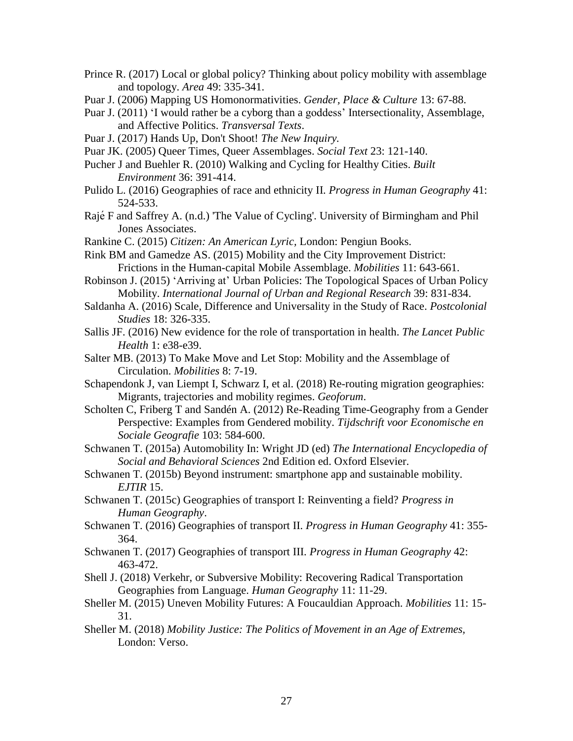Prince R. (2017) Local or global policy? Thinking about policy mobility with assemblage and topology. *Area* 49: 335-341.

Puar J. (2006) Mapping US Homonormativities. *Gender, Place & Culture* 13: 67-88.

Puar J. (2011) 'I would rather be a cyborg than a goddess' Intersectionality, Assemblage, and Affective Politics. *Transversal Texts*.

Puar J. (2017) Hands Up, Don't Shoot! *The New Inquiry.*

Puar JK. (2005) Queer Times, Queer Assemblages. *Social Text* 23: 121-140.

Pucher J and Buehler R. (2010) Walking and Cycling for Healthy Cities. *Built Environment* 36: 391-414.

Pulido L. (2016) Geographies of race and ethnicity II. *Progress in Human Geography* 41: 524-533.

Rajé F and Saffrey A. (n.d.) 'The Value of Cycling'. University of Birmingham and Phil Jones Associates.

Rankine C. (2015) *Citizen: An American Lyric,* London: Pengiun Books.

Rink BM and Gamedze AS. (2015) Mobility and the City Improvement District: Frictions in the Human-capital Mobile Assemblage. *Mobilities* 11: 643-661.

Robinson J. (2015) 'Arriving at' Urban Policies: The Topological Spaces of Urban Policy Mobility. *International Journal of Urban and Regional Research* 39: 831-834.

Saldanha A. (2016) Scale, Difference and Universality in the Study of Race. *Postcolonial Studies* 18: 326-335.

Sallis JF. (2016) New evidence for the role of transportation in health. *The Lancet Public Health* 1: e38-e39.

Salter MB. (2013) To Make Move and Let Stop: Mobility and the Assemblage of Circulation. *Mobilities* 8: 7-19.

Schapendonk J, van Liempt I, Schwarz I, et al. (2018) Re-routing migration geographies: Migrants, trajectories and mobility regimes. *Geoforum*.

Scholten C, Friberg T and Sandén A. (2012) Re-Reading Time-Geography from a Gender Perspective: Examples from Gendered mobility. *Tijdschrift voor Economische en Sociale Geografie* 103: 584-600.

Schwanen T. (2015a) Automobility In: Wright JD (ed) *The International Encyclopedia of Social and Behavioral Sciences* 2nd Edition ed. Oxford Elsevier.

Schwanen T. (2015b) Beyond instrument: smartphone app and sustainable mobility. *EJTIR* 15.

Schwanen T. (2015c) Geographies of transport I: Reinventing a field? *Progress in Human Geography*.

Schwanen T. (2016) Geographies of transport II. *Progress in Human Geography* 41: 355-364.

Schwanen T. (2017) Geographies of transport III. *Progress in Human Geography* 42: 463-472.

Shell J. (2018) Verkehr, or Subversive Mobility: Recovering Radical Transportation Geographies from Language. *Human Geography* 11: 11-29.

Sheller M. (2015) Uneven Mobility Futures: A Foucauldian Approach. *Mobilities* 11: 15-31.

Sheller M. (2018) *Mobility Justice: The Politics of Movement in an Age of Extremes,* London: Verso.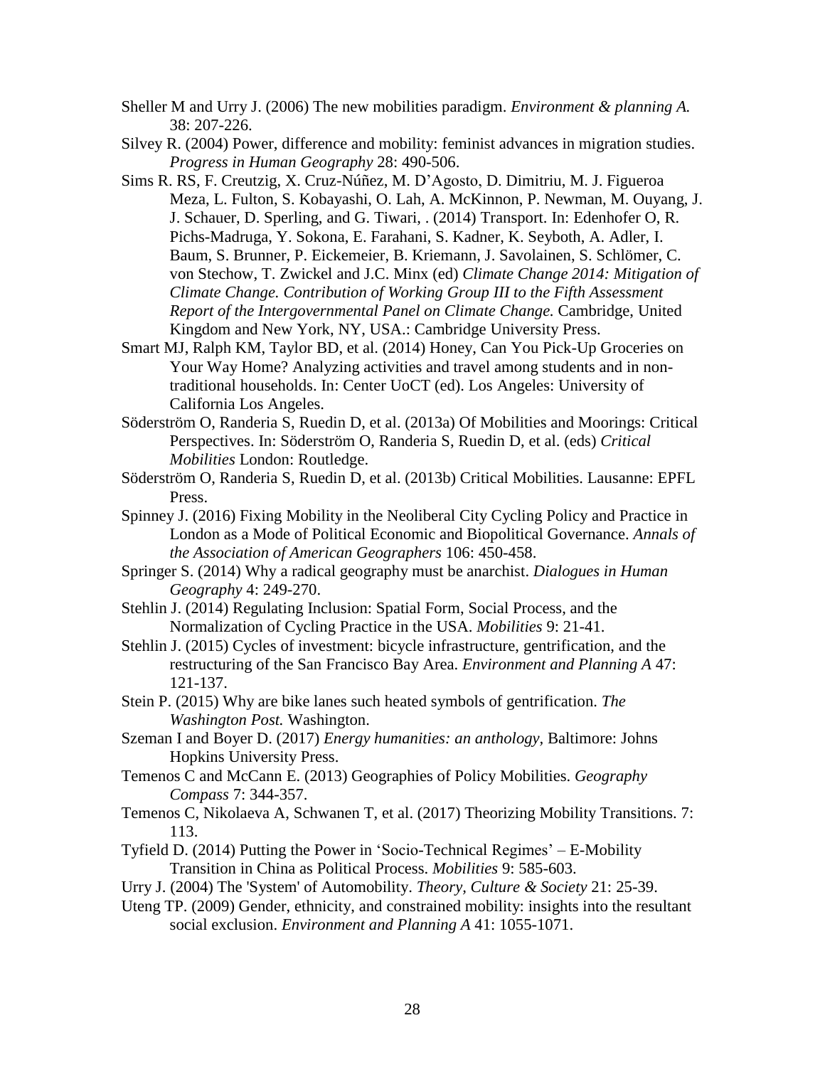Sheller M and Urry J. (2006) The new mobilities paradigm. *Environment & planning A.* 38: 207-226.

Silvey R. (2004) Power, difference and mobility: feminist advances in migration studies. *Progress in Human Geography* 28: 490-506.

Sims R. RS, F. Creutzig, X. Cruz-Núñez, M. D'Agosto, D. Dimitriu, M. J. Figueroa Meza, L. Fulton, S. Kobayashi, O. Lah, A. McKinnon, P. Newman, M. Ouyang, J. J. Schauer, D. Sperling, and G. Tiwari, . (2014) Transport. In: Edenhofer O, R. Pichs-Madruga, Y. Sokona, E. Farahani, S. Kadner, K. Seyboth, A. Adler, I. Baum, S. Brunner, P. Eickemeier, B. Kriemann, J. Savolainen, S. Schlömer, C. von Stechow, T. Zwickel and J.C. Minx (ed) *Climate Change 2014: Mitigation of Climate Change. Contribution of Working Group III to the Fifth Assessment Report of the Intergovernmental Panel on Climate Change.* Cambridge, United Kingdom and New York, NY, USA.: Cambridge University Press.

Smart MJ, Ralph KM, Taylor BD, et al. (2014) Honey, Can You Pick-Up Groceries on Your Way Home? Analyzing activities and travel among students and in non-traditional households. In: Center UoCT (ed). Los Angeles: University of California Los Angeles.

Söderström O, Randeria S, Ruedin D, et al. (2013a) Of Mobilities and Moorings: Critical Perspectives. In: Söderström O, Randeria S, Ruedin D, et al. (eds) *Critical Mobilities* London: Routledge.

Söderström O, Randeria S, Ruedin D, et al. (2013b) Critical Mobilities. Lausanne: EPFL Press.

Spinney J. (2016) Fixing Mobility in the Neoliberal City Cycling Policy and Practice in London as a Mode of Political Economic and Biopolitical Governance. *Annals of the Association of American Geographers* 106: 450-458.

Springer S. (2014) Why a radical geography must be anarchist. *Dialogues in Human Geography* 4: 249-270.

Stehlin J. (2014) Regulating Inclusion: Spatial Form, Social Process, and the Normalization of Cycling Practice in the USA. *Mobilities* 9: 21-41.

Stehlin J. (2015) Cycles of investment: bicycle infrastructure, gentrification, and the restructuring of the San Francisco Bay Area. *Environment and Planning A* 47: 121-137.

Stein P. (2015) Why are bike lanes such heated symbols of gentrification. *The Washington Post.* Washington.

Szeman I and Boyer D. (2017) *Energy humanities: an anthology*, Baltimore: Johns Hopkins University Press.

Temenos C and McCann E. (2013) Geographies of Policy Mobilities. *Geography Compass* 7: 344-357.

Temenos C, Nikolaeva A, Schwanen T, et al. (2017) Theorizing Mobility Transitions. 7: 113.

Tyfield D. (2014) Putting the Power in 'Socio-Technical Regimes' – E-Mobility Transition in China as Political Process. *Mobilities* 9: 585-603.

Urry J. (2004) The 'System' of Automobility. *Theory, Culture & Society* 21: 25-39.

Uteng TP. (2009) Gender, ethnicity, and constrained mobility: insights into the resultant social exclusion. *Environment and Planning A* 41: 1055-1071.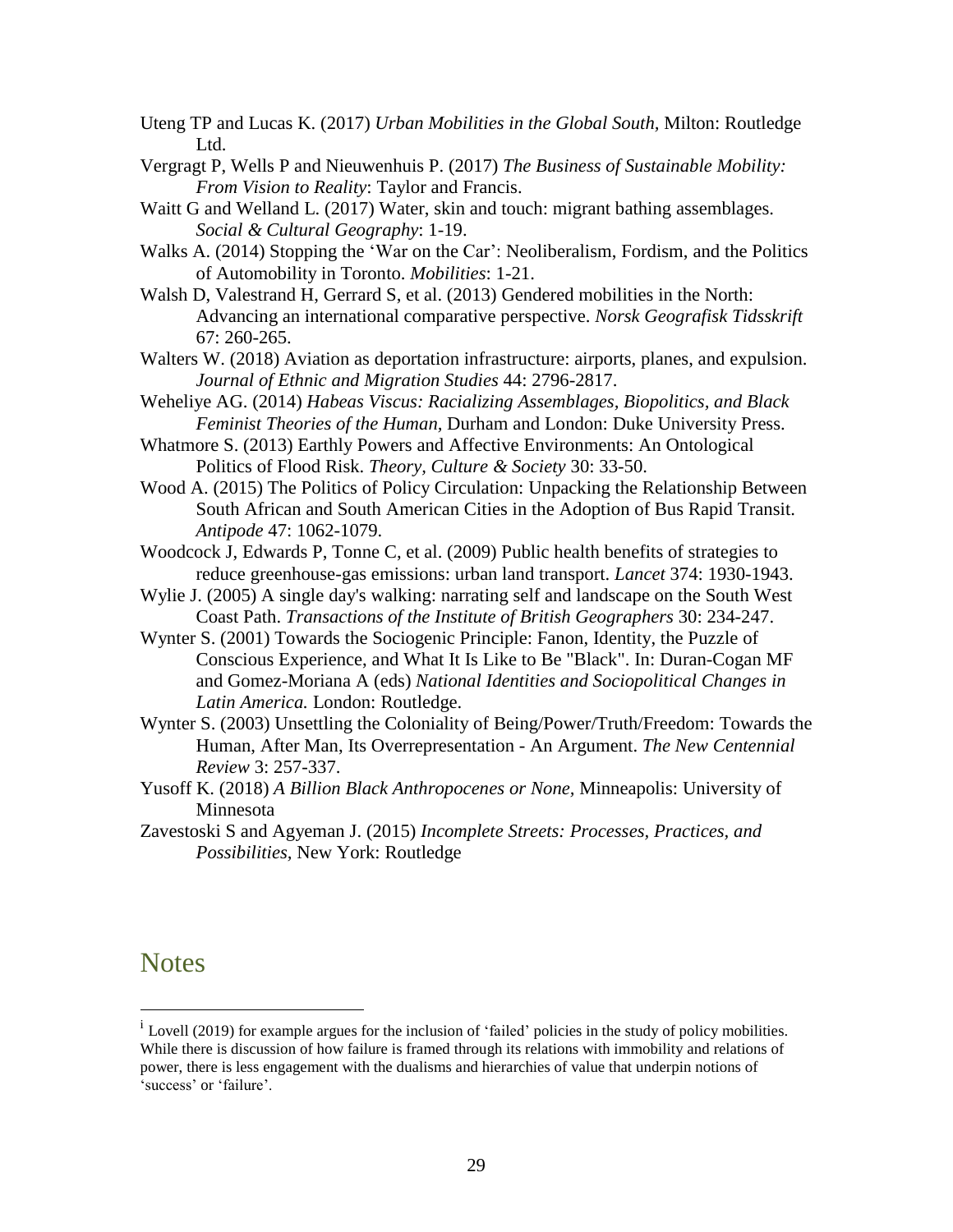Uteng TP and Lucas K. (2017) *Urban Mobilities in the Global South,* Milton: Routledge Ltd.

Vergragt P, Wells P and Nieuwenhuis P. (2017) *The Business of Sustainable Mobility: From Vision to Reality*: Taylor and Francis.

Waitt G and Welland L. (2017) Water, skin and touch: migrant bathing assemblages. *Social & Cultural Geography*: 1-19.

Walks A. (2014) Stopping the 'War on the Car': Neoliberalism, Fordism, and the Politics of Automobility in Toronto. *Mobilities*: 1-21.

Walsh D, Valestrand H, Gerrard S, et al. (2013) Gendered mobilities in the North: Advancing an international comparative perspective. *Norsk Geografisk Tidsskrift* 67: 260-265.

Walters W. (2018) Aviation as deportation infrastructure: airports, planes, and expulsion. *Journal of Ethnic and Migration Studies* 44: 2796-2817.

Weheliye AG. (2014) *Habeas Viscus: Racializing Assemblages, Biopolitics, and Black Feminist Theories of the Human,* Durham and London: Duke University Press.

Whatmore S. (2013) Earthly Powers and Affective Environments: An Ontological Politics of Flood Risk. *Theory, Culture & Society* 30: 33-50.

Wood A. (2015) The Politics of Policy Circulation: Unpacking the Relationship Between South African and South American Cities in the Adoption of Bus Rapid Transit. *Antipode* 47: 1062-1079.

Woodcock J, Edwards P, Tonne C, et al. (2009) Public health benefits of strategies to reduce greenhouse-gas emissions: urban land transport. *Lancet* 374: 1930-1943.

Wylie J. (2005) A single day's walking: narrating self and landscape on the South West Coast Path. *Transactions of the Institute of British Geographers* 30: 234-247.

Wynter S. (2001) Towards the Sociogenic Principle: Fanon, Identity, the Puzzle of Conscious Experience, and What It Is Like to Be "Black". In: Duran-Cogan MF and Gomez-Moriana A (eds) *National Identities and Sociopolitical Changes in Latin America.* London: Routledge.

Wynter S. (2003) Unsettling the Coloniality of Being/Power/Truth/Freedom: Towards the Human, After Man, Its Overrepresentation - An Argument. *The New Centennial Review* 3: 257-337.

Yusoff K. (2018) *A Billion Black Anthropocenes or None,* Minneapolis: University of Minnesota

Zavestoski S and Agyeman J. (2015) *Incomplete Streets: Processes, Practices, and Possibilities,* New York: Routledge

# Notes

[i] Lovell (2019) for example argues for the inclusion of 'failed' policies in the study of policy mobilities. While there is discussion of how failure is framed through its relations with immobility and relations of power, there is less engagement with the dualisms and hierarchies of value that underpin notions of 'success' or 'failure'.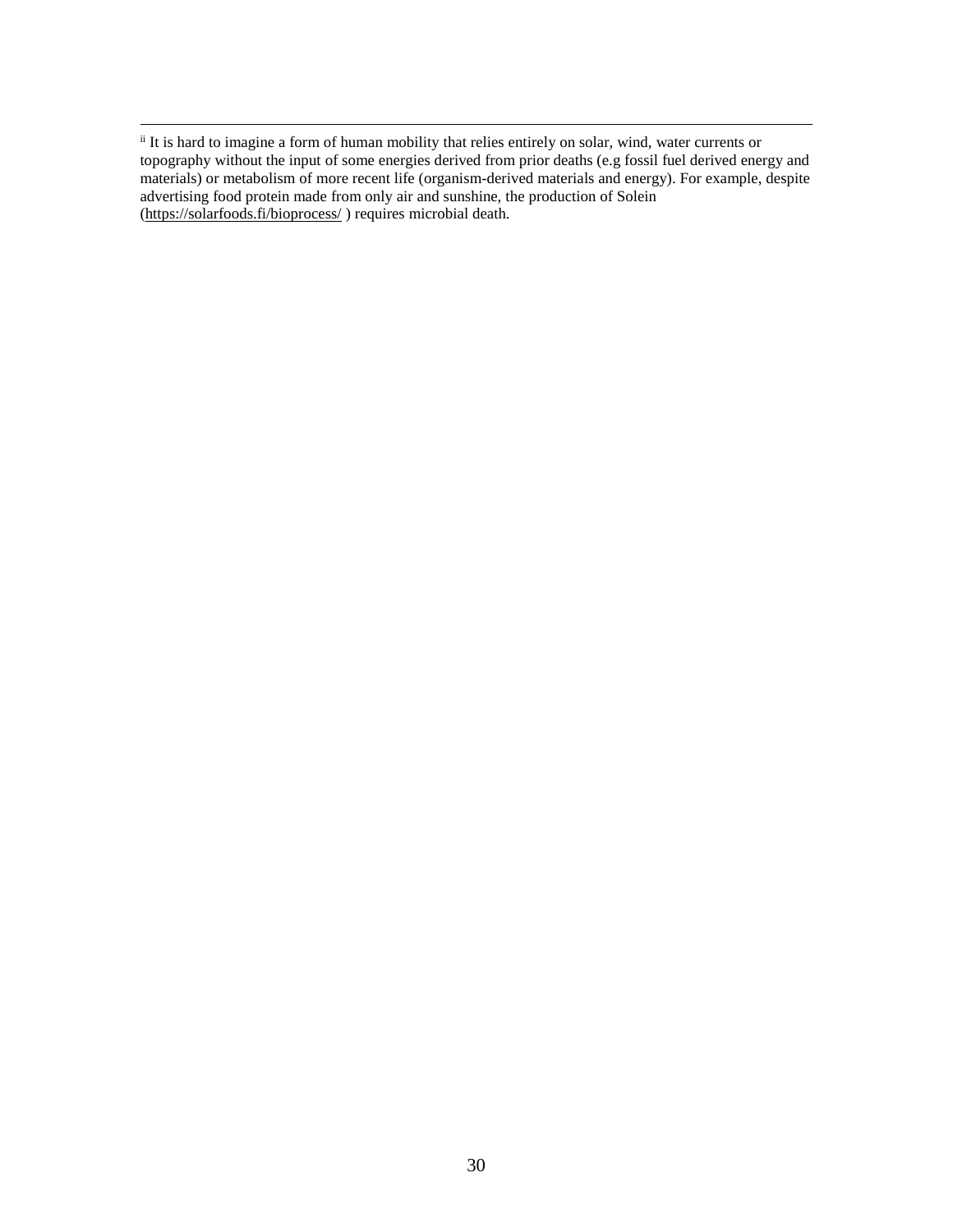[ii] It is hard to imagine a form of human mobility that relies entirely on solar, wind, water currents or topography without the input of some energies derived from prior deaths (e.g fossil fuel derived energy and materials) or metabolism of more recent life (organism-derived materials and energy). For example, despite advertising food protein made from only air and sunshine, the production of Solein (https://solarfoods.fi/bioprocess/ ) requires microbial death.